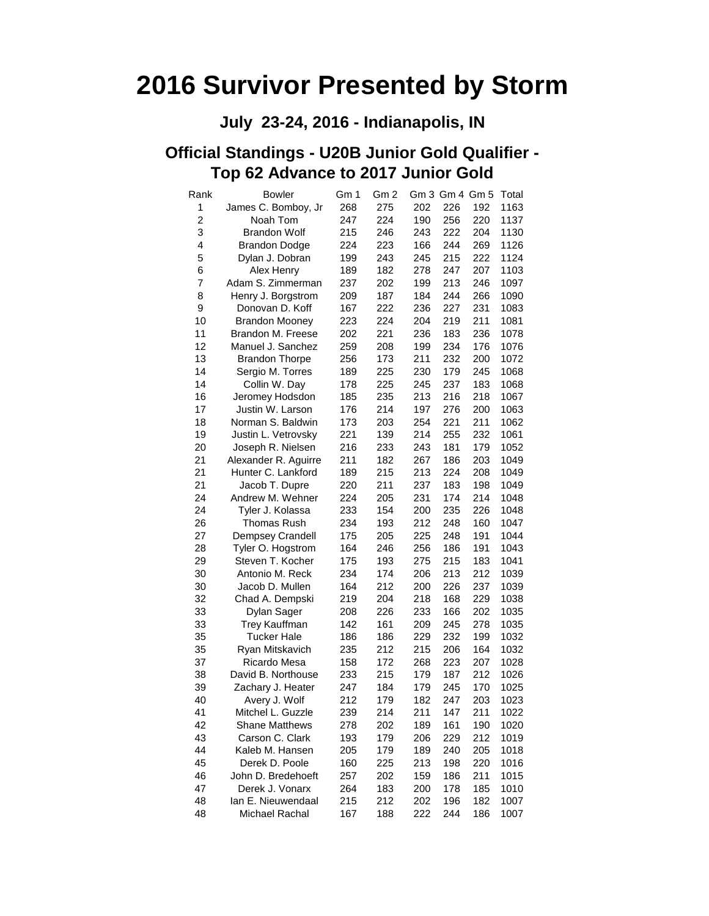# 2016 Survivor Presented by Storm

## July 23-24, 2016 - Indianapolis, IN

## Official Standings - U20B Junior Gold Qualifier - Top 62 Advance to 2017 Junior Gold

| Rank | Bowler | Gm 1 | Gm 2 | Gm 3 | Gm 4 | Gm 5 | Total |
|---|---|---|---|---|---|---|---|
| 1 | James C. Bomboy, Jr | 268 | 275 | 202 | 226 | 192 | 1163 |
| 2 | Noah Tom | 247 | 224 | 190 | 256 | 220 | 1137 |
| 3 | Brandon Wolf | 215 | 246 | 243 | 222 | 204 | 1130 |
| 4 | Brandon Dodge | 224 | 223 | 166 | 244 | 269 | 1126 |
| 5 | Dylan J. Dobran | 199 | 243 | 245 | 215 | 222 | 1124 |
| 6 | Alex Henry | 189 | 182 | 278 | 247 | 207 | 1103 |
| 7 | Adam S. Zimmerman | 237 | 202 | 199 | 213 | 246 | 1097 |
| 8 | Henry J. Borgstrom | 209 | 187 | 184 | 244 | 266 | 1090 |
| 9 | Donovan D. Koff | 167 | 222 | 236 | 227 | 231 | 1083 |
| 10 | Brandon Mooney | 223 | 224 | 204 | 219 | 211 | 1081 |
| 11 | Brandon M. Freese | 202 | 221 | 236 | 183 | 236 | 1078 |
| 12 | Manuel J. Sanchez | 259 | 208 | 199 | 234 | 176 | 1076 |
| 13 | Brandon Thorpe | 256 | 173 | 211 | 232 | 200 | 1072 |
| 14 | Sergio M. Torres | 189 | 225 | 230 | 179 | 245 | 1068 |
| 14 | Collin W. Day | 178 | 225 | 245 | 237 | 183 | 1068 |
| 16 | Jeromey Hodsdon | 185 | 235 | 213 | 216 | 218 | 1067 |
| 17 | Justin W. Larson | 176 | 214 | 197 | 276 | 200 | 1063 |
| 18 | Norman S. Baldwin | 173 | 203 | 254 | 221 | 211 | 1062 |
| 19 | Justin L. Vetrovsky | 221 | 139 | 214 | 255 | 232 | 1061 |
| 20 | Joseph R. Nielsen | 216 | 233 | 243 | 181 | 179 | 1052 |
| 21 | Alexander R. Aguirre | 211 | 182 | 267 | 186 | 203 | 1049 |
| 21 | Hunter C. Lankford | 189 | 215 | 213 | 224 | 208 | 1049 |
| 21 | Jacob T. Dupre | 220 | 211 | 237 | 183 | 198 | 1049 |
| 24 | Andrew M. Wehner | 224 | 205 | 231 | 174 | 214 | 1048 |
| 24 | Tyler J. Kolassa | 233 | 154 | 200 | 235 | 226 | 1048 |
| 26 | Thomas Rush | 234 | 193 | 212 | 248 | 160 | 1047 |
| 27 | Dempsey Crandell | 175 | 205 | 225 | 248 | 191 | 1044 |
| 28 | Tyler O. Hogstrom | 164 | 246 | 256 | 186 | 191 | 1043 |
| 29 | Steven T. Kocher | 175 | 193 | 275 | 215 | 183 | 1041 |
| 30 | Antonio M. Reck | 234 | 174 | 206 | 213 | 212 | 1039 |
| 30 | Jacob D. Mullen | 164 | 212 | 200 | 226 | 237 | 1039 |
| 32 | Chad A. Dempski | 219 | 204 | 218 | 168 | 229 | 1038 |
| 33 | Dylan Sager | 208 | 226 | 233 | 166 | 202 | 1035 |
| 33 | Trey Kauffman | 142 | 161 | 209 | 245 | 278 | 1035 |
| 35 | Tucker Hale | 186 | 186 | 229 | 232 | 199 | 1032 |
| 35 | Ryan Mitskavich | 235 | 212 | 215 | 206 | 164 | 1032 |
| 37 | Ricardo Mesa | 158 | 172 | 268 | 223 | 207 | 1028 |
| 38 | David B. Northouse | 233 | 215 | 179 | 187 | 212 | 1026 |
| 39 | Zachary J. Heater | 247 | 184 | 179 | 245 | 170 | 1025 |
| 40 | Avery J. Wolf | 212 | 179 | 182 | 247 | 203 | 1023 |
| 41 | Mitchel L. Guzzle | 239 | 214 | 211 | 147 | 211 | 1022 |
| 42 | Shane Matthews | 278 | 202 | 189 | 161 | 190 | 1020 |
| 43 | Carson C. Clark | 193 | 179 | 206 | 229 | 212 | 1019 |
| 44 | Kaleb M. Hansen | 205 | 179 | 189 | 240 | 205 | 1018 |
| 45 | Derek D. Poole | 160 | 225 | 213 | 198 | 220 | 1016 |
| 46 | John D. Bredehoeft | 257 | 202 | 159 | 186 | 211 | 1015 |
| 47 | Derek J. Vonarx | 264 | 183 | 200 | 178 | 185 | 1010 |
| 48 | Ian E. Nieuwendaal | 215 | 212 | 202 | 196 | 182 | 1007 |
| 48 | Michael Rachal | 167 | 188 | 222 | 244 | 186 | 1007 |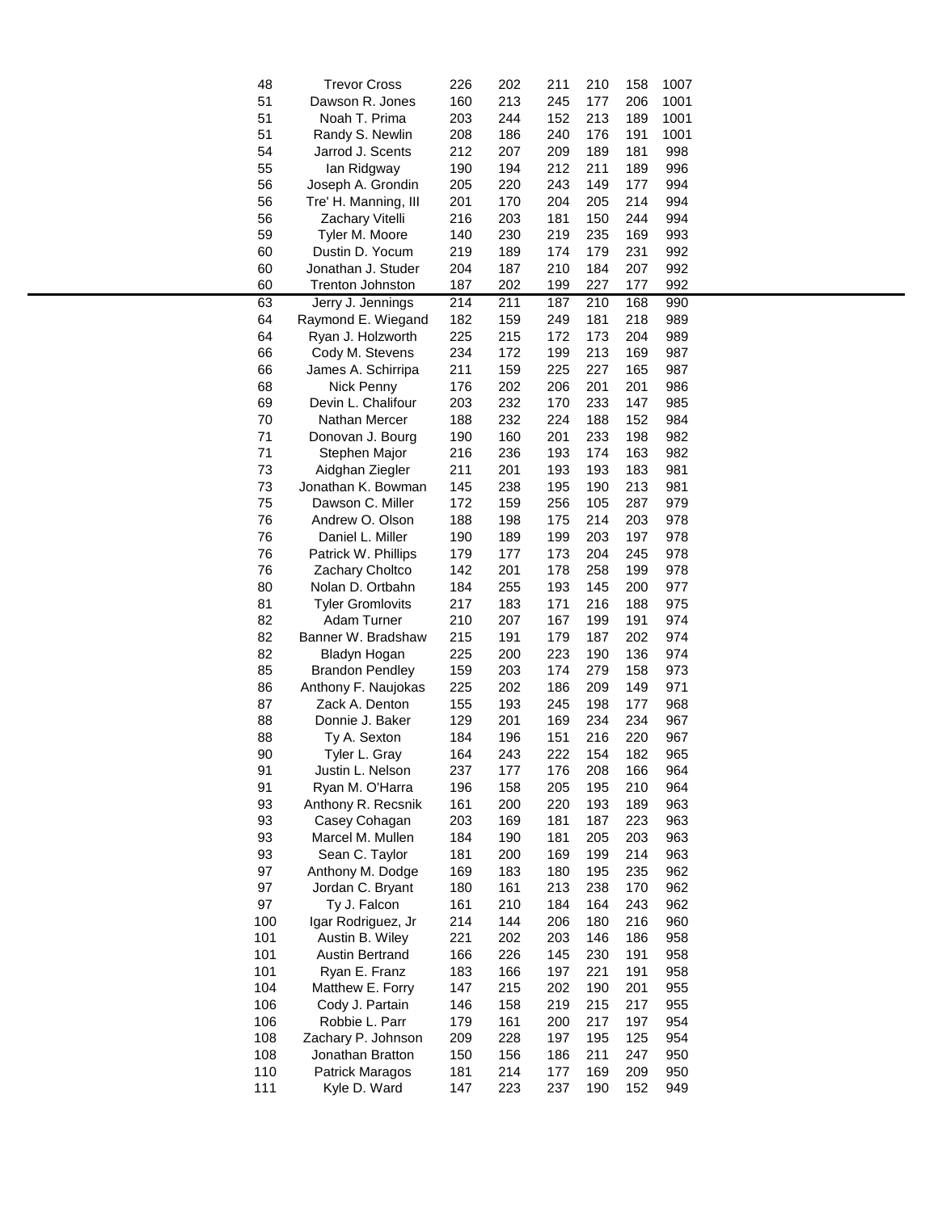| | | | | | | | |
|---|---|---|---|---|---|---|---|
| 48 | Trevor Cross | 226 | 202 | 211 | 210 | 158 | 1007 |
| 51 | Dawson R. Jones | 160 | 213 | 245 | 177 | 206 | 1001 |
| 51 | Noah T. Prima | 203 | 244 | 152 | 213 | 189 | 1001 |
| 51 | Randy S. Newlin | 208 | 186 | 240 | 176 | 191 | 1001 |
| 54 | Jarrod J. Scents | 212 | 207 | 209 | 189 | 181 | 998 |
| 55 | Ian Ridgway | 190 | 194 | 212 | 211 | 189 | 996 |
| 56 | Joseph A. Grondin | 205 | 220 | 243 | 149 | 177 | 994 |
| 56 | Tre' H. Manning, III | 201 | 170 | 204 | 205 | 214 | 994 |
| 56 | Zachary Vitelli | 216 | 203 | 181 | 150 | 244 | 994 |
| 59 | Tyler M. Moore | 140 | 230 | 219 | 235 | 169 | 993 |
| 60 | Dustin D. Yocum | 219 | 189 | 174 | 179 | 231 | 992 |
| 60 | Jonathan J. Studer | 204 | 187 | 210 | 184 | 207 | 992 |
| 60 | Trenton Johnston | 187 | 202 | 199 | 227 | 177 | 992 |
| 63 | Jerry J. Jennings | 214 | 211 | 187 | 210 | 168 | 990 |
| 64 | Raymond E. Wiegand | 182 | 159 | 249 | 181 | 218 | 989 |
| 64 | Ryan J. Holzworth | 225 | 215 | 172 | 173 | 204 | 989 |
| 66 | Cody M. Stevens | 234 | 172 | 199 | 213 | 169 | 987 |
| 66 | James A. Schirripa | 211 | 159 | 225 | 227 | 165 | 987 |
| 68 | Nick Penny | 176 | 202 | 206 | 201 | 201 | 986 |
| 69 | Devin L. Chalifour | 203 | 232 | 170 | 233 | 147 | 985 |
| 70 | Nathan Mercer | 188 | 232 | 224 | 188 | 152 | 984 |
| 71 | Donovan J. Bourg | 190 | 160 | 201 | 233 | 198 | 982 |
| 71 | Stephen Major | 216 | 236 | 193 | 174 | 163 | 982 |
| 73 | Aidghan Ziegler | 211 | 201 | 193 | 193 | 183 | 981 |
| 73 | Jonathan K. Bowman | 145 | 238 | 195 | 190 | 213 | 981 |
| 75 | Dawson C. Miller | 172 | 159 | 256 | 105 | 287 | 979 |
| 76 | Andrew O. Olson | 188 | 198 | 175 | 214 | 203 | 978 |
| 76 | Daniel L. Miller | 190 | 189 | 199 | 203 | 197 | 978 |
| 76 | Patrick W. Phillips | 179 | 177 | 173 | 204 | 245 | 978 |
| 76 | Zachary Choltco | 142 | 201 | 178 | 258 | 199 | 978 |
| 80 | Nolan D. Ortbahn | 184 | 255 | 193 | 145 | 200 | 977 |
| 81 | Tyler Gromlovits | 217 | 183 | 171 | 216 | 188 | 975 |
| 82 | Adam Turner | 210 | 207 | 167 | 199 | 191 | 974 |
| 82 | Banner W. Bradshaw | 215 | 191 | 179 | 187 | 202 | 974 |
| 82 | Bladyn Hogan | 225 | 200 | 223 | 190 | 136 | 974 |
| 85 | Brandon Pendley | 159 | 203 | 174 | 279 | 158 | 973 |
| 86 | Anthony F. Naujokas | 225 | 202 | 186 | 209 | 149 | 971 |
| 87 | Zack A. Denton | 155 | 193 | 245 | 198 | 177 | 968 |
| 88 | Donnie J. Baker | 129 | 201 | 169 | 234 | 234 | 967 |
| 88 | Ty A. Sexton | 184 | 196 | 151 | 216 | 220 | 967 |
| 90 | Tyler L. Gray | 164 | 243 | 222 | 154 | 182 | 965 |
| 91 | Justin L. Nelson | 237 | 177 | 176 | 208 | 166 | 964 |
| 91 | Ryan M. O'Harra | 196 | 158 | 205 | 195 | 210 | 964 |
| 93 | Anthony R. Recsnik | 161 | 200 | 220 | 193 | 189 | 963 |
| 93 | Casey Cohagan | 203 | 169 | 181 | 187 | 223 | 963 |
| 93 | Marcel M. Mullen | 184 | 190 | 181 | 205 | 203 | 963 |
| 93 | Sean C. Taylor | 181 | 200 | 169 | 199 | 214 | 963 |
| 97 | Anthony M. Dodge | 169 | 183 | 180 | 195 | 235 | 962 |
| 97 | Jordan C. Bryant | 180 | 161 | 213 | 238 | 170 | 962 |
| 97 | Ty J. Falcon | 161 | 210 | 184 | 164 | 243 | 962 |
| 100 | Igar Rodriguez, Jr | 214 | 144 | 206 | 180 | 216 | 960 |
| 101 | Austin B. Wiley | 221 | 202 | 203 | 146 | 186 | 958 |
| 101 | Austin Bertrand | 166 | 226 | 145 | 230 | 191 | 958 |
| 101 | Ryan E. Franz | 183 | 166 | 197 | 221 | 191 | 958 |
| 104 | Matthew E. Forry | 147 | 215 | 202 | 190 | 201 | 955 |
| 106 | Cody J. Partain | 146 | 158 | 219 | 215 | 217 | 955 |
| 106 | Robbie L. Parr | 179 | 161 | 200 | 217 | 197 | 954 |
| 108 | Zachary P. Johnson | 209 | 228 | 197 | 195 | 125 | 954 |
| 108 | Jonathan Bratton | 150 | 156 | 186 | 211 | 247 | 950 |
| 110 | Patrick Maragos | 181 | 214 | 177 | 169 | 209 | 950 |
| 111 | Kyle D. Ward | 147 | 223 | 237 | 190 | 152 | 949 |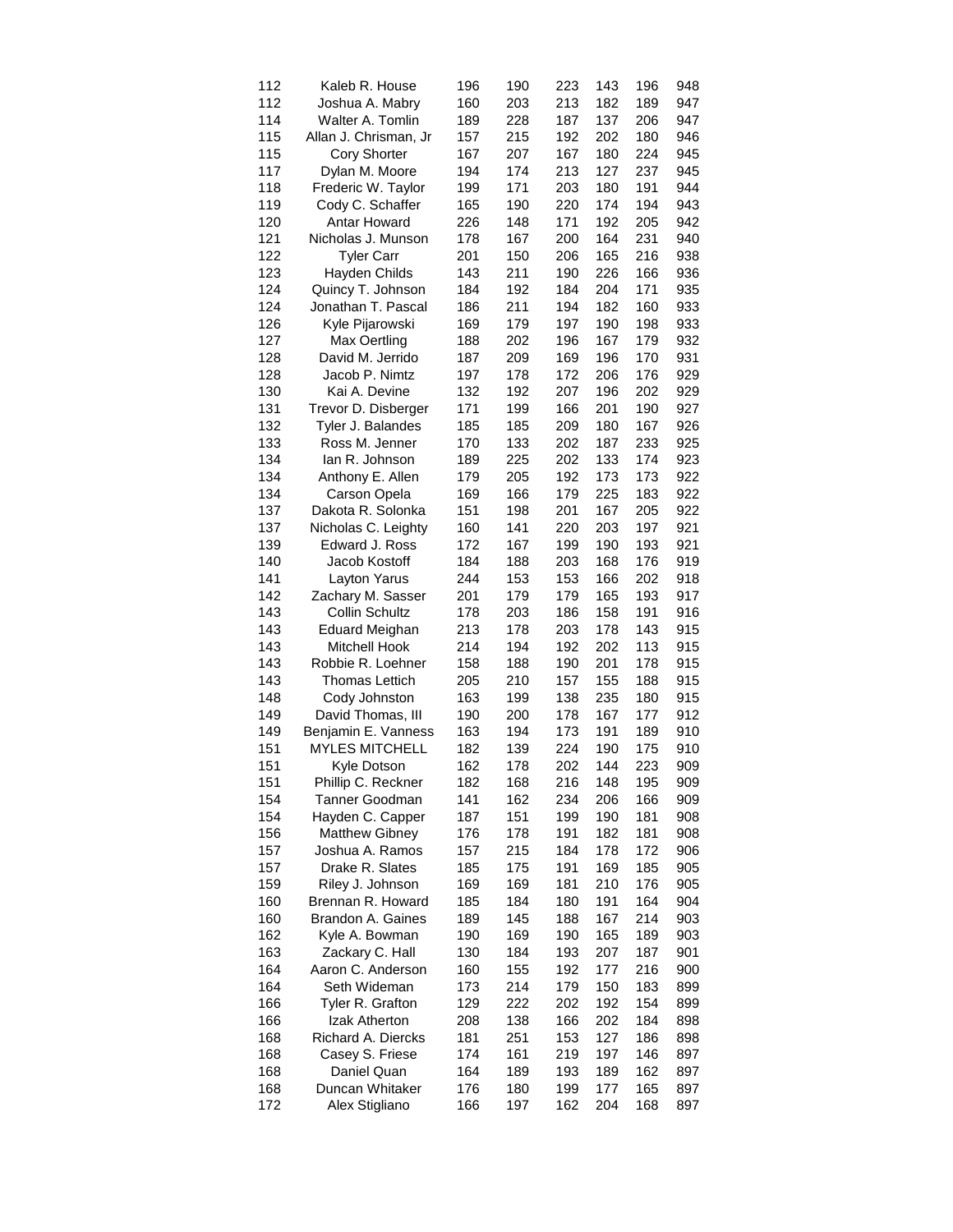| 112 | Kaleb R. House | 196 | 190 | 223 | 143 | 196 | 948 |
|---|---|---|---|---|---|---|---|
| 112 | Joshua A. Mabry | 160 | 203 | 213 | 182 | 189 | 947 |
| 114 | Walter A. Tomlin | 189 | 228 | 187 | 137 | 206 | 947 |
| 115 | Allan J. Chrisman, Jr | 157 | 215 | 192 | 202 | 180 | 946 |
| 115 | Cory Shorter | 167 | 207 | 167 | 180 | 224 | 945 |
| 117 | Dylan M. Moore | 194 | 174 | 213 | 127 | 237 | 945 |
| 118 | Frederic W. Taylor | 199 | 171 | 203 | 180 | 191 | 944 |
| 119 | Cody C. Schaffer | 165 | 190 | 220 | 174 | 194 | 943 |
| 120 | Antar Howard | 226 | 148 | 171 | 192 | 205 | 942 |
| 121 | Nicholas J. Munson | 178 | 167 | 200 | 164 | 231 | 940 |
| 122 | Tyler Carr | 201 | 150 | 206 | 165 | 216 | 938 |
| 123 | Hayden Childs | 143 | 211 | 190 | 226 | 166 | 936 |
| 124 | Quincy T. Johnson | 184 | 192 | 184 | 204 | 171 | 935 |
| 124 | Jonathan T. Pascal | 186 | 211 | 194 | 182 | 160 | 933 |
| 126 | Kyle Pijarowski | 169 | 179 | 197 | 190 | 198 | 933 |
| 127 | Max Oertling | 188 | 202 | 196 | 167 | 179 | 932 |
| 128 | David M. Jerrido | 187 | 209 | 169 | 196 | 170 | 931 |
| 128 | Jacob P. Nimtz | 197 | 178 | 172 | 206 | 176 | 929 |
| 130 | Kai A. Devine | 132 | 192 | 207 | 196 | 202 | 929 |
| 131 | Trevor D. Disberger | 171 | 199 | 166 | 201 | 190 | 927 |
| 132 | Tyler J. Balandes | 185 | 185 | 209 | 180 | 167 | 926 |
| 133 | Ross M. Jenner | 170 | 133 | 202 | 187 | 233 | 925 |
| 134 | Ian R. Johnson | 189 | 225 | 202 | 133 | 174 | 923 |
| 134 | Anthony E. Allen | 179 | 205 | 192 | 173 | 173 | 922 |
| 134 | Carson Opela | 169 | 166 | 179 | 225 | 183 | 922 |
| 137 | Dakota R. Solonka | 151 | 198 | 201 | 167 | 205 | 922 |
| 137 | Nicholas C. Leighty | 160 | 141 | 220 | 203 | 197 | 921 |
| 139 | Edward J. Ross | 172 | 167 | 199 | 190 | 193 | 921 |
| 140 | Jacob Kostoff | 184 | 188 | 203 | 168 | 176 | 919 |
| 141 | Layton Yarus | 244 | 153 | 153 | 166 | 202 | 918 |
| 142 | Zachary M. Sasser | 201 | 179 | 179 | 165 | 193 | 917 |
| 143 | Collin Schultz | 178 | 203 | 186 | 158 | 191 | 916 |
| 143 | Eduard Meighan | 213 | 178 | 203 | 178 | 143 | 915 |
| 143 | Mitchell Hook | 214 | 194 | 192 | 202 | 113 | 915 |
| 143 | Robbie R. Loehner | 158 | 188 | 190 | 201 | 178 | 915 |
| 143 | Thomas Lettich | 205 | 210 | 157 | 155 | 188 | 915 |
| 148 | Cody Johnston | 163 | 199 | 138 | 235 | 180 | 915 |
| 149 | David Thomas, III | 190 | 200 | 178 | 167 | 177 | 912 |
| 149 | Benjamin E. Vanness | 163 | 194 | 173 | 191 | 189 | 910 |
| 151 | MYLES MITCHELL | 182 | 139 | 224 | 190 | 175 | 910 |
| 151 | Kyle Dotson | 162 | 178 | 202 | 144 | 223 | 909 |
| 151 | Phillip C. Reckner | 182 | 168 | 216 | 148 | 195 | 909 |
| 154 | Tanner Goodman | 141 | 162 | 234 | 206 | 166 | 909 |
| 154 | Hayden C. Capper | 187 | 151 | 199 | 190 | 181 | 908 |
| 156 | Matthew Gibney | 176 | 178 | 191 | 182 | 181 | 908 |
| 157 | Joshua A. Ramos | 157 | 215 | 184 | 178 | 172 | 906 |
| 157 | Drake R. Slates | 185 | 175 | 191 | 169 | 185 | 905 |
| 159 | Riley J. Johnson | 169 | 169 | 181 | 210 | 176 | 905 |
| 160 | Brennan R. Howard | 185 | 184 | 180 | 191 | 164 | 904 |
| 160 | Brandon A. Gaines | 189 | 145 | 188 | 167 | 214 | 903 |
| 162 | Kyle A. Bowman | 190 | 169 | 190 | 165 | 189 | 903 |
| 163 | Zackary C. Hall | 130 | 184 | 193 | 207 | 187 | 901 |
| 164 | Aaron C. Anderson | 160 | 155 | 192 | 177 | 216 | 900 |
| 164 | Seth Wideman | 173 | 214 | 179 | 150 | 183 | 899 |
| 166 | Tyler R. Grafton | 129 | 222 | 202 | 192 | 154 | 899 |
| 166 | Izak Atherton | 208 | 138 | 166 | 202 | 184 | 898 |
| 168 | Richard A. Diercks | 181 | 251 | 153 | 127 | 186 | 898 |
| 168 | Casey S. Friese | 174 | 161 | 219 | 197 | 146 | 897 |
| 168 | Daniel Quan | 164 | 189 | 193 | 189 | 162 | 897 |
| 168 | Duncan Whitaker | 176 | 180 | 199 | 177 | 165 | 897 |
| 172 | Alex Stigliano | 166 | 197 | 162 | 204 | 168 | 897 |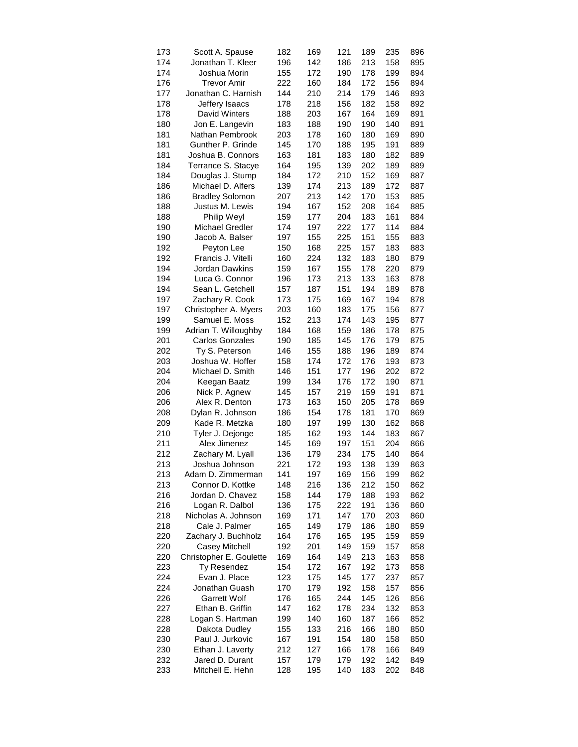| | | | | | | | |
|---|---|---|---|---|---|---|---|
| 173 | Scott A. Spause | 182 | 169 | 121 | 189 | 235 | 896 |
| 174 | Jonathan T. Kleer | 196 | 142 | 186 | 213 | 158 | 895 |
| 174 | Joshua Morin | 155 | 172 | 190 | 178 | 199 | 894 |
| 176 | Trevor Amir | 222 | 160 | 184 | 172 | 156 | 894 |
| 177 | Jonathan C. Harnish | 144 | 210 | 214 | 179 | 146 | 893 |
| 178 | Jeffery Isaacs | 178 | 218 | 156 | 182 | 158 | 892 |
| 178 | David Winters | 188 | 203 | 167 | 164 | 169 | 891 |
| 180 | Jon E. Langevin | 183 | 188 | 190 | 190 | 140 | 891 |
| 181 | Nathan Pembrook | 203 | 178 | 160 | 180 | 169 | 890 |
| 181 | Gunther P. Grinde | 145 | 170 | 188 | 195 | 191 | 889 |
| 181 | Joshua B. Connors | 163 | 181 | 183 | 180 | 182 | 889 |
| 184 | Terrance S. Stacye | 164 | 195 | 139 | 202 | 189 | 889 |
| 184 | Douglas J. Stump | 184 | 172 | 210 | 152 | 169 | 887 |
| 186 | Michael D. Alfers | 139 | 174 | 213 | 189 | 172 | 887 |
| 186 | Bradley Solomon | 207 | 213 | 142 | 170 | 153 | 885 |
| 188 | Justus M. Lewis | 194 | 167 | 152 | 208 | 164 | 885 |
| 188 | Philip Weyl | 159 | 177 | 204 | 183 | 161 | 884 |
| 190 | Michael Gredler | 174 | 197 | 222 | 177 | 114 | 884 |
| 190 | Jacob A. Balser | 197 | 155 | 225 | 151 | 155 | 883 |
| 192 | Peyton Lee | 150 | 168 | 225 | 157 | 183 | 883 |
| 192 | Francis J. Vitelli | 160 | 224 | 132 | 183 | 180 | 879 |
| 194 | Jordan Dawkins | 159 | 167 | 155 | 178 | 220 | 879 |
| 194 | Luca G. Connor | 196 | 173 | 213 | 133 | 163 | 878 |
| 194 | Sean L. Getchell | 157 | 187 | 151 | 194 | 189 | 878 |
| 197 | Zachary R. Cook | 173 | 175 | 169 | 167 | 194 | 878 |
| 197 | Christopher A. Myers | 203 | 160 | 183 | 175 | 156 | 877 |
| 199 | Samuel E. Moss | 152 | 213 | 174 | 143 | 195 | 877 |
| 199 | Adrian T. Willoughby | 184 | 168 | 159 | 186 | 178 | 875 |
| 201 | Carlos Gonzales | 190 | 185 | 145 | 176 | 179 | 875 |
| 202 | Ty S. Peterson | 146 | 155 | 188 | 196 | 189 | 874 |
| 203 | Joshua W. Hoffer | 158 | 174 | 172 | 176 | 193 | 873 |
| 204 | Michael D. Smith | 146 | 151 | 177 | 196 | 202 | 872 |
| 204 | Keegan Baatz | 199 | 134 | 176 | 172 | 190 | 871 |
| 206 | Nick P. Agnew | 145 | 157 | 219 | 159 | 191 | 871 |
| 206 | Alex R. Denton | 173 | 163 | 150 | 205 | 178 | 869 |
| 208 | Dylan R. Johnson | 186 | 154 | 178 | 181 | 170 | 869 |
| 209 | Kade R. Metzka | 180 | 197 | 199 | 130 | 162 | 868 |
| 210 | Tyler J. Dejonge | 185 | 162 | 193 | 144 | 183 | 867 |
| 211 | Alex Jimenez | 145 | 169 | 197 | 151 | 204 | 866 |
| 212 | Zachary M. Lyall | 136 | 179 | 234 | 175 | 140 | 864 |
| 213 | Joshua Johnson | 221 | 172 | 193 | 138 | 139 | 863 |
| 213 | Adam D. Zimmerman | 141 | 197 | 169 | 156 | 199 | 862 |
| 213 | Connor D. Kottke | 148 | 216 | 136 | 212 | 150 | 862 |
| 216 | Jordan D. Chavez | 158 | 144 | 179 | 188 | 193 | 862 |
| 216 | Logan R. Dalbol | 136 | 175 | 222 | 191 | 136 | 860 |
| 218 | Nicholas A. Johnson | 169 | 171 | 147 | 170 | 203 | 860 |
| 218 | Cale J. Palmer | 165 | 149 | 179 | 186 | 180 | 859 |
| 220 | Zachary J. Buchholz | 164 | 176 | 165 | 195 | 159 | 859 |
| 220 | Casey Mitchell | 192 | 201 | 149 | 159 | 157 | 858 |
| 220 | Christopher E. Goulette | 169 | 164 | 149 | 213 | 163 | 858 |
| 223 | Ty Resendez | 154 | 172 | 167 | 192 | 173 | 858 |
| 224 | Evan J. Place | 123 | 175 | 145 | 177 | 237 | 857 |
| 224 | Jonathan Guash | 170 | 179 | 192 | 158 | 157 | 856 |
| 226 | Garrett Wolf | 176 | 165 | 244 | 145 | 126 | 856 |
| 227 | Ethan B. Griffin | 147 | 162 | 178 | 234 | 132 | 853 |
| 228 | Logan S. Hartman | 199 | 140 | 160 | 187 | 166 | 852 |
| 228 | Dakota Dudley | 155 | 133 | 216 | 166 | 180 | 850 |
| 230 | Paul J. Jurkovic | 167 | 191 | 154 | 180 | 158 | 850 |
| 230 | Ethan J. Laverty | 212 | 127 | 166 | 178 | 166 | 849 |
| 232 | Jared D. Durant | 157 | 179 | 179 | 192 | 142 | 849 |
| 233 | Mitchell E. Hehn | 128 | 195 | 140 | 183 | 202 | 848 |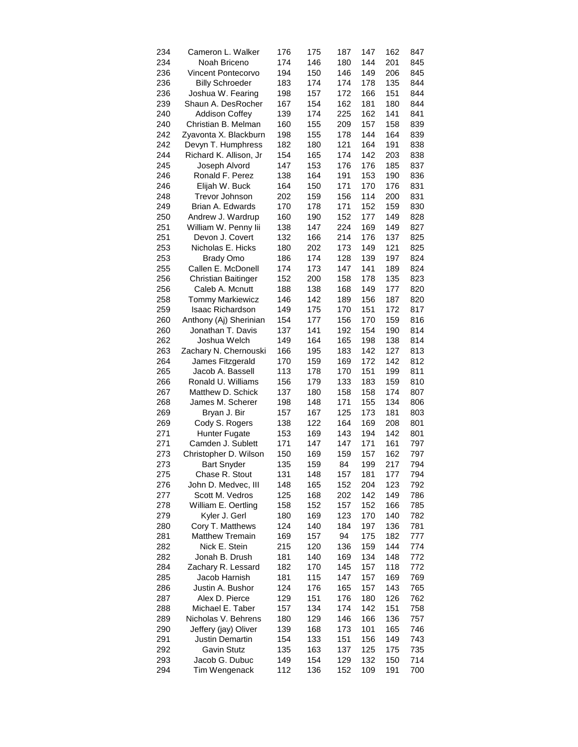| | | | | | | | |
|---|---|---|---|---|---|---|---|
| 234 | Cameron L. Walker | 176 | 175 | 187 | 147 | 162 | 847 |
| 234 | Noah Briceno | 174 | 146 | 180 | 144 | 201 | 845 |
| 236 | Vincent Pontecorvo | 194 | 150 | 146 | 149 | 206 | 845 |
| 236 | Billy Schroeder | 183 | 174 | 174 | 178 | 135 | 844 |
| 236 | Joshua W. Fearing | 198 | 157 | 172 | 166 | 151 | 844 |
| 239 | Shaun A. DesRocher | 167 | 154 | 162 | 181 | 180 | 844 |
| 240 | Addison Coffey | 139 | 174 | 225 | 162 | 141 | 841 |
| 240 | Christian B. Melman | 160 | 155 | 209 | 157 | 158 | 839 |
| 242 | Zyavonta X. Blackburn | 198 | 155 | 178 | 144 | 164 | 839 |
| 242 | Devyn T. Humphress | 182 | 180 | 121 | 164 | 191 | 838 |
| 244 | Richard K. Allison, Jr | 154 | 165 | 174 | 142 | 203 | 838 |
| 245 | Joseph Alvord | 147 | 153 | 176 | 176 | 185 | 837 |
| 246 | Ronald F. Perez | 138 | 164 | 191 | 153 | 190 | 836 |
| 246 | Elijah W. Buck | 164 | 150 | 171 | 170 | 176 | 831 |
| 248 | Trevor Johnson | 202 | 159 | 156 | 114 | 200 | 831 |
| 249 | Brian A. Edwards | 170 | 178 | 171 | 152 | 159 | 830 |
| 250 | Andrew J. Wardrup | 160 | 190 | 152 | 177 | 149 | 828 |
| 251 | William W. Penny Iii | 138 | 147 | 224 | 169 | 149 | 827 |
| 251 | Devon J. Covert | 132 | 166 | 214 | 176 | 137 | 825 |
| 253 | Nicholas E. Hicks | 180 | 202 | 173 | 149 | 121 | 825 |
| 253 | Brady Omo | 186 | 174 | 128 | 139 | 197 | 824 |
| 255 | Callen E. McDonell | 174 | 173 | 147 | 141 | 189 | 824 |
| 256 | Christian Baitinger | 152 | 200 | 158 | 178 | 135 | 823 |
| 256 | Caleb A. Mcnutt | 188 | 138 | 168 | 149 | 177 | 820 |
| 258 | Tommy Markiewicz | 146 | 142 | 189 | 156 | 187 | 820 |
| 259 | Isaac Richardson | 149 | 175 | 170 | 151 | 172 | 817 |
| 260 | Anthony (Aj) Sherinian | 154 | 177 | 156 | 170 | 159 | 816 |
| 260 | Jonathan T. Davis | 137 | 141 | 192 | 154 | 190 | 814 |
| 262 | Joshua Welch | 149 | 164 | 165 | 198 | 138 | 814 |
| 263 | Zachary N. Chernouski | 166 | 195 | 183 | 142 | 127 | 813 |
| 264 | James Fitzgerald | 170 | 159 | 169 | 172 | 142 | 812 |
| 265 | Jacob A. Bassell | 113 | 178 | 170 | 151 | 199 | 811 |
| 266 | Ronald U. Williams | 156 | 179 | 133 | 183 | 159 | 810 |
| 267 | Matthew D. Schick | 137 | 180 | 158 | 158 | 174 | 807 |
| 268 | James M. Scherer | 198 | 148 | 171 | 155 | 134 | 806 |
| 269 | Bryan J. Bir | 157 | 167 | 125 | 173 | 181 | 803 |
| 269 | Cody S. Rogers | 138 | 122 | 164 | 169 | 208 | 801 |
| 271 | Hunter Fugate | 153 | 169 | 143 | 194 | 142 | 801 |
| 271 | Camden J. Sublett | 171 | 147 | 147 | 171 | 161 | 797 |
| 273 | Christopher D. Wilson | 150 | 169 | 159 | 157 | 162 | 797 |
| 273 | Bart Snyder | 135 | 159 | 84 | 199 | 217 | 794 |
| 275 | Chase R. Stout | 131 | 148 | 157 | 181 | 177 | 794 |
| 276 | John D. Medvec, III | 148 | 165 | 152 | 204 | 123 | 792 |
| 277 | Scott M. Vedros | 125 | 168 | 202 | 142 | 149 | 786 |
| 278 | William E. Oertling | 158 | 152 | 157 | 152 | 166 | 785 |
| 279 | Kyler J. Gerl | 180 | 169 | 123 | 170 | 140 | 782 |
| 280 | Cory T. Matthews | 124 | 140 | 184 | 197 | 136 | 781 |
| 281 | Matthew Tremain | 169 | 157 | 94 | 175 | 182 | 777 |
| 282 | Nick E. Stein | 215 | 120 | 136 | 159 | 144 | 774 |
| 282 | Jonah B. Drush | 181 | 140 | 169 | 134 | 148 | 772 |
| 284 | Zachary R. Lessard | 182 | 170 | 145 | 157 | 118 | 772 |
| 285 | Jacob Harnish | 181 | 115 | 147 | 157 | 169 | 769 |
| 286 | Justin A. Bushor | 124 | 176 | 165 | 157 | 143 | 765 |
| 287 | Alex D. Pierce | 129 | 151 | 176 | 180 | 126 | 762 |
| 288 | Michael E. Taber | 157 | 134 | 174 | 142 | 151 | 758 |
| 289 | Nicholas V. Behrens | 180 | 129 | 146 | 166 | 136 | 757 |
| 290 | Jeffery (jay) Oliver | 139 | 168 | 173 | 101 | 165 | 746 |
| 291 | Justin Demartin | 154 | 133 | 151 | 156 | 149 | 743 |
| 292 | Gavin Stutz | 135 | 163 | 137 | 125 | 175 | 735 |
| 293 | Jacob G. Dubuc | 149 | 154 | 129 | 132 | 150 | 714 |
| 294 | Tim Wengenack | 112 | 136 | 152 | 109 | 191 | 700 |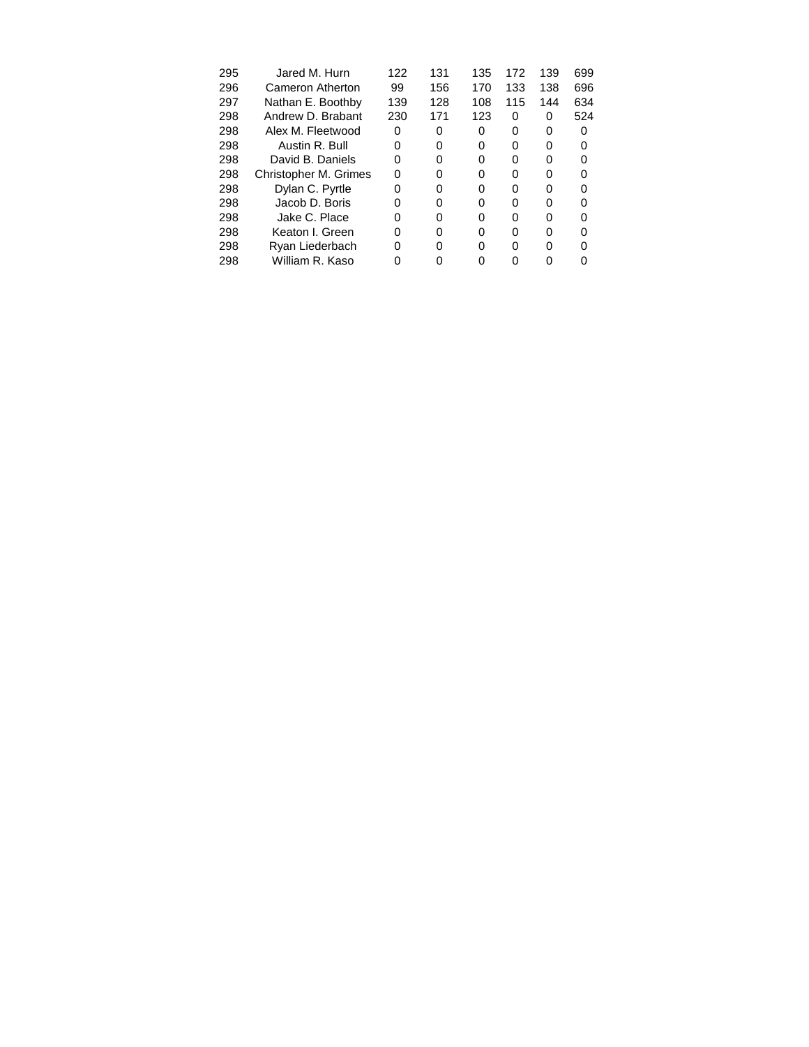| 295 | Jared M. Hurn | 122 | 131 | 135 | 172 | 139 | 699 |
|---|---|---|---|---|---|---|---|
| 296 | Cameron Atherton | 99 | 156 | 170 | 133 | 138 | 696 |
| 297 | Nathan E. Boothby | 139 | 128 | 108 | 115 | 144 | 634 |
| 298 | Andrew D. Brabant | 230 | 171 | 123 | 0 | 0 | 524 |
| 298 | Alex M. Fleetwood | 0 | 0 | 0 | 0 | 0 | 0 |
| 298 | Austin R. Bull | 0 | 0 | 0 | 0 | 0 | 0 |
| 298 | David B. Daniels | 0 | 0 | 0 | 0 | 0 | 0 |
| 298 | Christopher M. Grimes | 0 | 0 | 0 | 0 | 0 | 0 |
| 298 | Dylan C. Pyrtle | 0 | 0 | 0 | 0 | 0 | 0 |
| 298 | Jacob D. Boris | 0 | 0 | 0 | 0 | 0 | 0 |
| 298 | Jake C. Place | 0 | 0 | 0 | 0 | 0 | 0 |
| 298 | Keaton I. Green | 0 | 0 | 0 | 0 | 0 | 0 |
| 298 | Ryan Liederbach | 0 | 0 | 0 | 0 | 0 | 0 |
| 298 | William R. Kaso | 0 | 0 | 0 | 0 | 0 | 0 |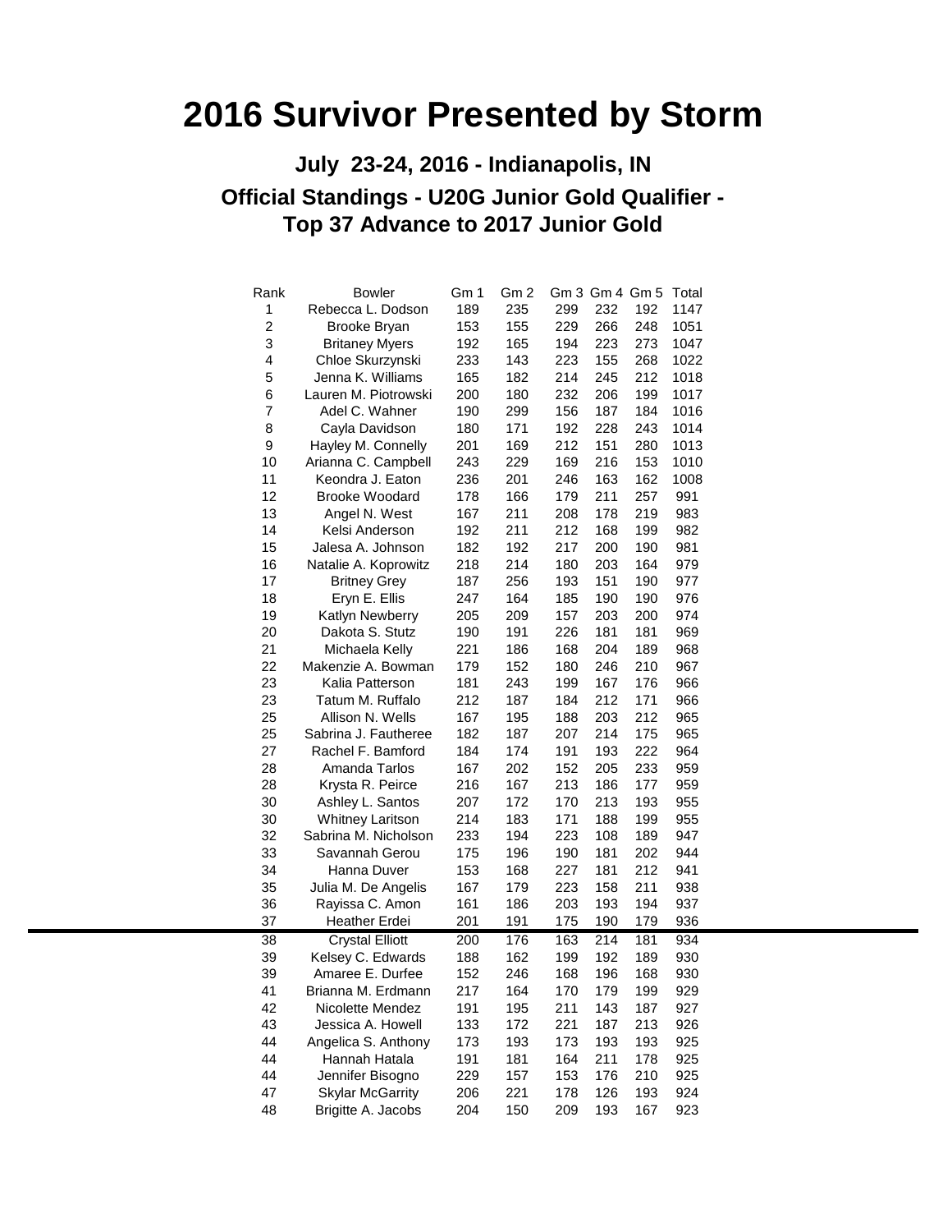# 2016 Survivor Presented by Storm

## July 23-24, 2016 - Indianapolis, IN

## Official Standings - U20G Junior Gold Qualifier - Top 37 Advance to 2017 Junior Gold

| Rank | Bowler | Gm 1 | Gm 2 | Gm 3 | Gm 4 | Gm 5 | Total |
|---|---|---|---|---|---|---|---|
| 1 | Rebecca L. Dodson | 189 | 235 | 299 | 232 | 192 | 1147 |
| 2 | Brooke Bryan | 153 | 155 | 229 | 266 | 248 | 1051 |
| 3 | Britaney Myers | 192 | 165 | 194 | 223 | 273 | 1047 |
| 4 | Chloe Skurzynski | 233 | 143 | 223 | 155 | 268 | 1022 |
| 5 | Jenna K. Williams | 165 | 182 | 214 | 245 | 212 | 1018 |
| 6 | Lauren M. Piotrowski | 200 | 180 | 232 | 206 | 199 | 1017 |
| 7 | Adel C. Wahner | 190 | 299 | 156 | 187 | 184 | 1016 |
| 8 | Cayla Davidson | 180 | 171 | 192 | 228 | 243 | 1014 |
| 9 | Hayley M. Connelly | 201 | 169 | 212 | 151 | 280 | 1013 |
| 10 | Arianna C. Campbell | 243 | 229 | 169 | 216 | 153 | 1010 |
| 11 | Keondra J. Eaton | 236 | 201 | 246 | 163 | 162 | 1008 |
| 12 | Brooke Woodard | 178 | 166 | 179 | 211 | 257 | 991 |
| 13 | Angel N. West | 167 | 211 | 208 | 178 | 219 | 983 |
| 14 | Kelsi Anderson | 192 | 211 | 212 | 168 | 199 | 982 |
| 15 | Jalesa A. Johnson | 182 | 192 | 217 | 200 | 190 | 981 |
| 16 | Natalie A. Koprowitz | 218 | 214 | 180 | 203 | 164 | 979 |
| 17 | Britney Grey | 187 | 256 | 193 | 151 | 190 | 977 |
| 18 | Eryn E. Ellis | 247 | 164 | 185 | 190 | 190 | 976 |
| 19 | Katlyn Newberry | 205 | 209 | 157 | 203 | 200 | 974 |
| 20 | Dakota S. Stutz | 190 | 191 | 226 | 181 | 181 | 969 |
| 21 | Michaela Kelly | 221 | 186 | 168 | 204 | 189 | 968 |
| 22 | Makenzie A. Bowman | 179 | 152 | 180 | 246 | 210 | 967 |
| 23 | Kalia Patterson | 181 | 243 | 199 | 167 | 176 | 966 |
| 23 | Tatum M. Ruffalo | 212 | 187 | 184 | 212 | 171 | 966 |
| 25 | Allison N. Wells | 167 | 195 | 188 | 203 | 212 | 965 |
| 25 | Sabrina J. Fautheree | 182 | 187 | 207 | 214 | 175 | 965 |
| 27 | Rachel F. Bamford | 184 | 174 | 191 | 193 | 222 | 964 |
| 28 | Amanda Tarlos | 167 | 202 | 152 | 205 | 233 | 959 |
| 28 | Krysta R. Peirce | 216 | 167 | 213 | 186 | 177 | 959 |
| 30 | Ashley L. Santos | 207 | 172 | 170 | 213 | 193 | 955 |
| 30 | Whitney Laritson | 214 | 183 | 171 | 188 | 199 | 955 |
| 32 | Sabrina M. Nicholson | 233 | 194 | 223 | 108 | 189 | 947 |
| 33 | Savannah Gerou | 175 | 196 | 190 | 181 | 202 | 944 |
| 34 | Hanna Duver | 153 | 168 | 227 | 181 | 212 | 941 |
| 35 | Julia M. De Angelis | 167 | 179 | 223 | 158 | 211 | 938 |
| 36 | Rayissa C. Amon | 161 | 186 | 203 | 193 | 194 | 937 |
| 37 | Heather Erdei | 201 | 191 | 175 | 190 | 179 | 936 |
| 38 | Crystal Elliott | 200 | 176 | 163 | 214 | 181 | 934 |
| 39 | Kelsey C. Edwards | 188 | 162 | 199 | 192 | 189 | 930 |
| 39 | Amaree E. Durfee | 152 | 246 | 168 | 196 | 168 | 930 |
| 41 | Brianna M. Erdmann | 217 | 164 | 170 | 179 | 199 | 929 |
| 42 | Nicolette Mendez | 191 | 195 | 211 | 143 | 187 | 927 |
| 43 | Jessica A. Howell | 133 | 172 | 221 | 187 | 213 | 926 |
| 44 | Angelica S. Anthony | 173 | 193 | 173 | 193 | 193 | 925 |
| 44 | Hannah Hatala | 191 | 181 | 164 | 211 | 178 | 925 |
| 44 | Jennifer Bisogno | 229 | 157 | 153 | 176 | 210 | 925 |
| 47 | Skylar McGarrity | 206 | 221 | 178 | 126 | 193 | 924 |
| 48 | Brigitte A. Jacobs | 204 | 150 | 209 | 193 | 167 | 923 |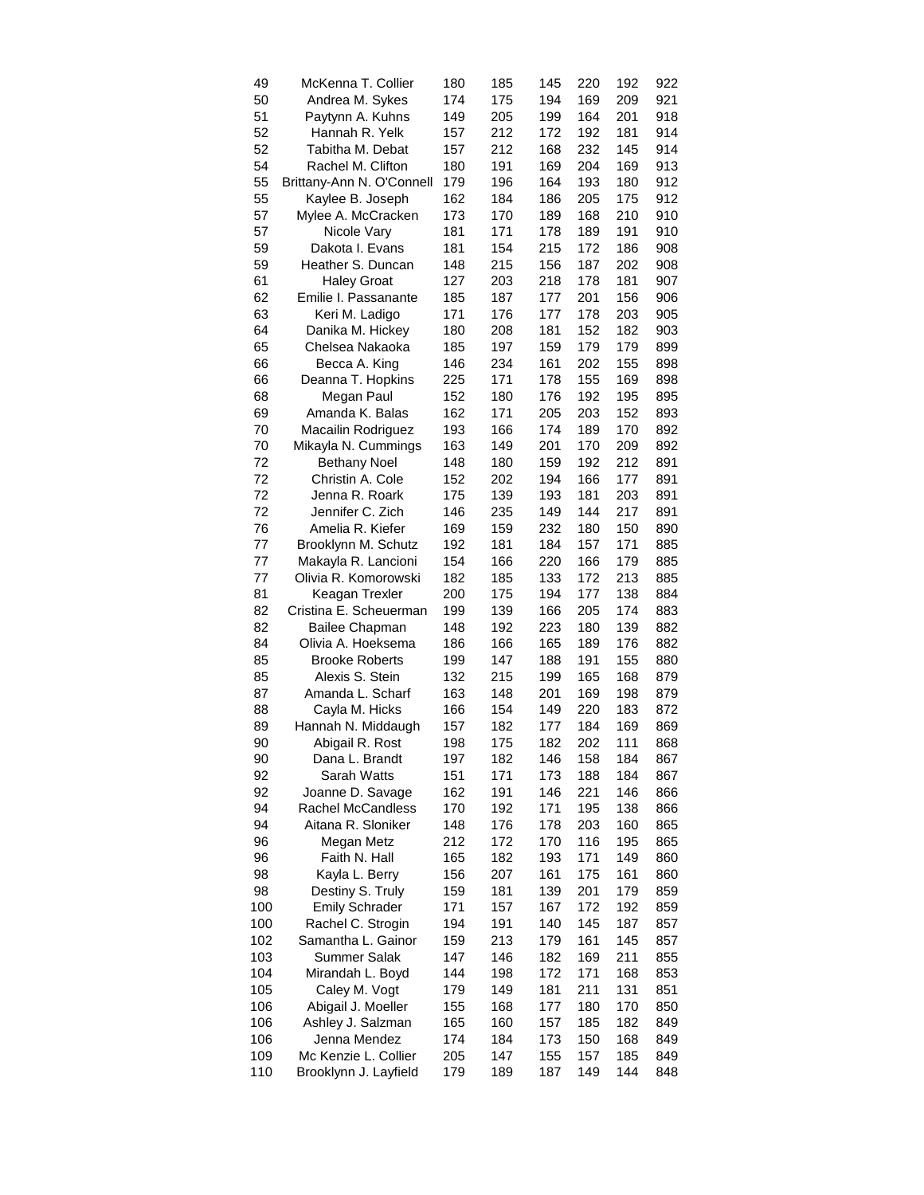| | | | | | | | |
|---|---|---|---|---|---|---|---|
| 49 | McKenna T. Collier | 180 | 185 | 145 | 220 | 192 | 922 |
| 50 | Andrea M. Sykes | 174 | 175 | 194 | 169 | 209 | 921 |
| 51 | Paytynn A. Kuhns | 149 | 205 | 199 | 164 | 201 | 918 |
| 52 | Hannah R. Yelk | 157 | 212 | 172 | 192 | 181 | 914 |
| 52 | Tabitha M. Debat | 157 | 212 | 168 | 232 | 145 | 914 |
| 54 | Rachel M. Clifton | 180 | 191 | 169 | 204 | 169 | 913 |
| 55 | Brittany-Ann N. O'Connell | 179 | 196 | 164 | 193 | 180 | 912 |
| 55 | Kaylee B. Joseph | 162 | 184 | 186 | 205 | 175 | 912 |
| 57 | Mylee A. McCracken | 173 | 170 | 189 | 168 | 210 | 910 |
| 57 | Nicole Vary | 181 | 171 | 178 | 189 | 191 | 910 |
| 59 | Dakota I. Evans | 181 | 154 | 215 | 172 | 186 | 908 |
| 59 | Heather S. Duncan | 148 | 215 | 156 | 187 | 202 | 908 |
| 61 | Haley Groat | 127 | 203 | 218 | 178 | 181 | 907 |
| 62 | Emilie I. Passanante | 185 | 187 | 177 | 201 | 156 | 906 |
| 63 | Keri M. Ladigo | 171 | 176 | 177 | 178 | 203 | 905 |
| 64 | Danika M. Hickey | 180 | 208 | 181 | 152 | 182 | 903 |
| 65 | Chelsea Nakaoka | 185 | 197 | 159 | 179 | 179 | 899 |
| 66 | Becca A. King | 146 | 234 | 161 | 202 | 155 | 898 |
| 66 | Deanna T. Hopkins | 225 | 171 | 178 | 155 | 169 | 898 |
| 68 | Megan Paul | 152 | 180 | 176 | 192 | 195 | 895 |
| 69 | Amanda K. Balas | 162 | 171 | 205 | 203 | 152 | 893 |
| 70 | Macailin Rodriguez | 193 | 166 | 174 | 189 | 170 | 892 |
| 70 | Mikayla N. Cummings | 163 | 149 | 201 | 170 | 209 | 892 |
| 72 | Bethany Noel | 148 | 180 | 159 | 192 | 212 | 891 |
| 72 | Christin A. Cole | 152 | 202 | 194 | 166 | 177 | 891 |
| 72 | Jenna R. Roark | 175 | 139 | 193 | 181 | 203 | 891 |
| 72 | Jennifer C. Zich | 146 | 235 | 149 | 144 | 217 | 891 |
| 76 | Amelia R. Kiefer | 169 | 159 | 232 | 180 | 150 | 890 |
| 77 | Brooklynn M. Schutz | 192 | 181 | 184 | 157 | 171 | 885 |
| 77 | Makayla R. Lancioni | 154 | 166 | 220 | 166 | 179 | 885 |
| 77 | Olivia R. Komorowski | 182 | 185 | 133 | 172 | 213 | 885 |
| 81 | Keagan Trexler | 200 | 175 | 194 | 177 | 138 | 884 |
| 82 | Cristina E. Scheuerman | 199 | 139 | 166 | 205 | 174 | 883 |
| 82 | Bailee Chapman | 148 | 192 | 223 | 180 | 139 | 882 |
| 84 | Olivia A. Hoeksema | 186 | 166 | 165 | 189 | 176 | 882 |
| 85 | Brooke Roberts | 199 | 147 | 188 | 191 | 155 | 880 |
| 85 | Alexis S. Stein | 132 | 215 | 199 | 165 | 168 | 879 |
| 87 | Amanda L. Scharf | 163 | 148 | 201 | 169 | 198 | 879 |
| 88 | Cayla M. Hicks | 166 | 154 | 149 | 220 | 183 | 872 |
| 89 | Hannah N. Middaugh | 157 | 182 | 177 | 184 | 169 | 869 |
| 90 | Abigail R. Rost | 198 | 175 | 182 | 202 | 111 | 868 |
| 90 | Dana L. Brandt | 197 | 182 | 146 | 158 | 184 | 867 |
| 92 | Sarah Watts | 151 | 171 | 173 | 188 | 184 | 867 |
| 92 | Joanne D. Savage | 162 | 191 | 146 | 221 | 146 | 866 |
| 94 | Rachel McCandless | 170 | 192 | 171 | 195 | 138 | 866 |
| 94 | Aitana R. Sloniker | 148 | 176 | 178 | 203 | 160 | 865 |
| 96 | Megan Metz | 212 | 172 | 170 | 116 | 195 | 865 |
| 96 | Faith N. Hall | 165 | 182 | 193 | 171 | 149 | 860 |
| 98 | Kayla L. Berry | 156 | 207 | 161 | 175 | 161 | 860 |
| 98 | Destiny S. Truly | 159 | 181 | 139 | 201 | 179 | 859 |
| 100 | Emily Schrader | 171 | 157 | 167 | 172 | 192 | 859 |
| 100 | Rachel C. Strogin | 194 | 191 | 140 | 145 | 187 | 857 |
| 102 | Samantha L. Gainor | 159 | 213 | 179 | 161 | 145 | 857 |
| 103 | Summer Salak | 147 | 146 | 182 | 169 | 211 | 855 |
| 104 | Mirandah L. Boyd | 144 | 198 | 172 | 171 | 168 | 853 |
| 105 | Caley M. Vogt | 179 | 149 | 181 | 211 | 131 | 851 |
| 106 | Abigail J. Moeller | 155 | 168 | 177 | 180 | 170 | 850 |
| 106 | Ashley J. Salzman | 165 | 160 | 157 | 185 | 182 | 849 |
| 106 | Jenna Mendez | 174 | 184 | 173 | 150 | 168 | 849 |
| 109 | Mc Kenzie L. Collier | 205 | 147 | 155 | 157 | 185 | 849 |
| 110 | Brooklynn J. Layfield | 179 | 189 | 187 | 149 | 144 | 848 |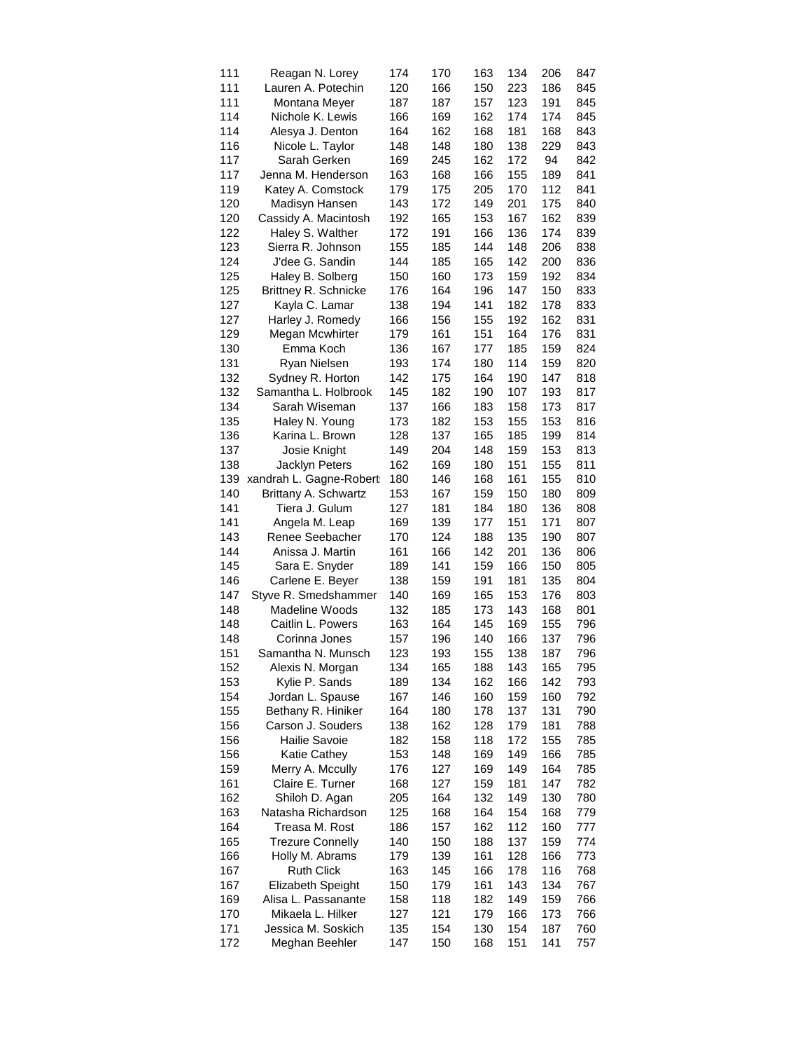| | | | | | | | |
|---|---|---|---|---|---|---|---|
| 111 | Reagan N. Lorey | 174 | 170 | 163 | 134 | 206 | 847 |
| 111 | Lauren A. Potechin | 120 | 166 | 150 | 223 | 186 | 845 |
| 111 | Montana Meyer | 187 | 187 | 157 | 123 | 191 | 845 |
| 114 | Nichole K. Lewis | 166 | 169 | 162 | 174 | 174 | 845 |
| 114 | Alesya J. Denton | 164 | 162 | 168 | 181 | 168 | 843 |
| 116 | Nicole L. Taylor | 148 | 148 | 180 | 138 | 229 | 843 |
| 117 | Sarah Gerken | 169 | 245 | 162 | 172 | 94 | 842 |
| 117 | Jenna M. Henderson | 163 | 168 | 166 | 155 | 189 | 841 |
| 119 | Katey A. Comstock | 179 | 175 | 205 | 170 | 112 | 841 |
| 120 | Madisyn Hansen | 143 | 172 | 149 | 201 | 175 | 840 |
| 120 | Cassidy A. Macintosh | 192 | 165 | 153 | 167 | 162 | 839 |
| 122 | Haley S. Walther | 172 | 191 | 166 | 136 | 174 | 839 |
| 123 | Sierra R. Johnson | 155 | 185 | 144 | 148 | 206 | 838 |
| 124 | J'dee G. Sandin | 144 | 185 | 165 | 142 | 200 | 836 |
| 125 | Haley B. Solberg | 150 | 160 | 173 | 159 | 192 | 834 |
| 125 | Brittney R. Schnicke | 176 | 164 | 196 | 147 | 150 | 833 |
| 127 | Kayla C. Lamar | 138 | 194 | 141 | 182 | 178 | 833 |
| 127 | Harley J. Romedy | 166 | 156 | 155 | 192 | 162 | 831 |
| 129 | Megan Mcwhirter | 179 | 161 | 151 | 164 | 176 | 831 |
| 130 | Emma Koch | 136 | 167 | 177 | 185 | 159 | 824 |
| 131 | Ryan Nielsen | 193 | 174 | 180 | 114 | 159 | 820 |
| 132 | Sydney R. Horton | 142 | 175 | 164 | 190 | 147 | 818 |
| 132 | Samantha L. Holbrook | 145 | 182 | 190 | 107 | 193 | 817 |
| 134 | Sarah Wiseman | 137 | 166 | 183 | 158 | 173 | 817 |
| 135 | Haley N. Young | 173 | 182 | 153 | 155 | 153 | 816 |
| 136 | Karina L. Brown | 128 | 137 | 165 | 185 | 199 | 814 |
| 137 | Josie Knight | 149 | 204 | 148 | 159 | 153 | 813 |
| 138 | Jacklyn Peters | 162 | 169 | 180 | 151 | 155 | 811 |
| 139 | xandrah L. Gagne-Robert | 180 | 146 | 168 | 161 | 155 | 810 |
| 140 | Brittany A. Schwartz | 153 | 167 | 159 | 150 | 180 | 809 |
| 141 | Tiera J. Gulum | 127 | 181 | 184 | 180 | 136 | 808 |
| 141 | Angela M. Leap | 169 | 139 | 177 | 151 | 171 | 807 |
| 143 | Renee Seebacher | 170 | 124 | 188 | 135 | 190 | 807 |
| 144 | Anissa J. Martin | 161 | 166 | 142 | 201 | 136 | 806 |
| 145 | Sara E. Snyder | 189 | 141 | 159 | 166 | 150 | 805 |
| 146 | Carlene E. Beyer | 138 | 159 | 191 | 181 | 135 | 804 |
| 147 | Styve R. Smedshammer | 140 | 169 | 165 | 153 | 176 | 803 |
| 148 | Madeline Woods | 132 | 185 | 173 | 143 | 168 | 801 |
| 148 | Caitlin L. Powers | 163 | 164 | 145 | 169 | 155 | 796 |
| 148 | Corinna Jones | 157 | 196 | 140 | 166 | 137 | 796 |
| 151 | Samantha N. Munsch | 123 | 193 | 155 | 138 | 187 | 796 |
| 152 | Alexis N. Morgan | 134 | 165 | 188 | 143 | 165 | 795 |
| 153 | Kylie P. Sands | 189 | 134 | 162 | 166 | 142 | 793 |
| 154 | Jordan L. Spause | 167 | 146 | 160 | 159 | 160 | 792 |
| 155 | Bethany R. Hiniker | 164 | 180 | 178 | 137 | 131 | 790 |
| 156 | Carson J. Souders | 138 | 162 | 128 | 179 | 181 | 788 |
| 156 | Hailie Savoie | 182 | 158 | 118 | 172 | 155 | 785 |
| 156 | Katie Cathey | 153 | 148 | 169 | 149 | 166 | 785 |
| 159 | Merry A. Mccully | 176 | 127 | 169 | 149 | 164 | 785 |
| 161 | Claire E. Turner | 168 | 127 | 159 | 181 | 147 | 782 |
| 162 | Shiloh D. Agan | 205 | 164 | 132 | 149 | 130 | 780 |
| 163 | Natasha Richardson | 125 | 168 | 164 | 154 | 168 | 779 |
| 164 | Treasa M. Rost | 186 | 157 | 162 | 112 | 160 | 777 |
| 165 | Trezure Connelly | 140 | 150 | 188 | 137 | 159 | 774 |
| 166 | Holly M. Abrams | 179 | 139 | 161 | 128 | 166 | 773 |
| 167 | Ruth Click | 163 | 145 | 166 | 178 | 116 | 768 |
| 167 | Elizabeth Speight | 150 | 179 | 161 | 143 | 134 | 767 |
| 169 | Alisa L. Passanante | 158 | 118 | 182 | 149 | 159 | 766 |
| 170 | Mikaela L. Hilker | 127 | 121 | 179 | 166 | 173 | 766 |
| 171 | Jessica M. Soskich | 135 | 154 | 130 | 154 | 187 | 760 |
| 172 | Meghan Beehler | 147 | 150 | 168 | 151 | 141 | 757 |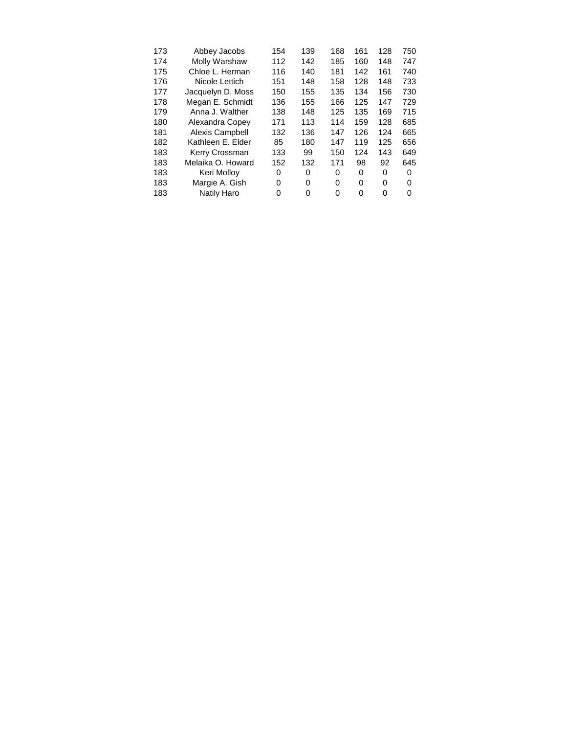| | | | | | | | |
|---|---|---|---|---|---|---|---|
| 173 | Abbey Jacobs | 154 | 139 | 168 | 161 | 128 | 750 |
| 174 | Molly Warshaw | 112 | 142 | 185 | 160 | 148 | 747 |
| 175 | Chloe L. Herman | 116 | 140 | 181 | 142 | 161 | 740 |
| 176 | Nicole Lettich | 151 | 148 | 158 | 128 | 148 | 733 |
| 177 | Jacquelyn D. Moss | 150 | 155 | 135 | 134 | 156 | 730 |
| 178 | Megan E. Schmidt | 136 | 155 | 166 | 125 | 147 | 729 |
| 179 | Anna J. Walther | 138 | 148 | 125 | 135 | 169 | 715 |
| 180 | Alexandra Copey | 171 | 113 | 114 | 159 | 128 | 685 |
| 181 | Alexis Campbell | 132 | 136 | 147 | 126 | 124 | 665 |
| 182 | Kathleen E. Elder | 85 | 180 | 147 | 119 | 125 | 656 |
| 183 | Kerry Crossman | 133 | 99 | 150 | 124 | 143 | 649 |
| 183 | Melaika O. Howard | 152 | 132 | 171 | 98 | 92 | 645 |
| 183 | Keri Molloy | 0 | 0 | 0 | 0 | 0 | 0 |
| 183 | Margie A. Gish | 0 | 0 | 0 | 0 | 0 | 0 |
| 183 | Natily Haro | 0 | 0 | 0 | 0 | 0 | 0 |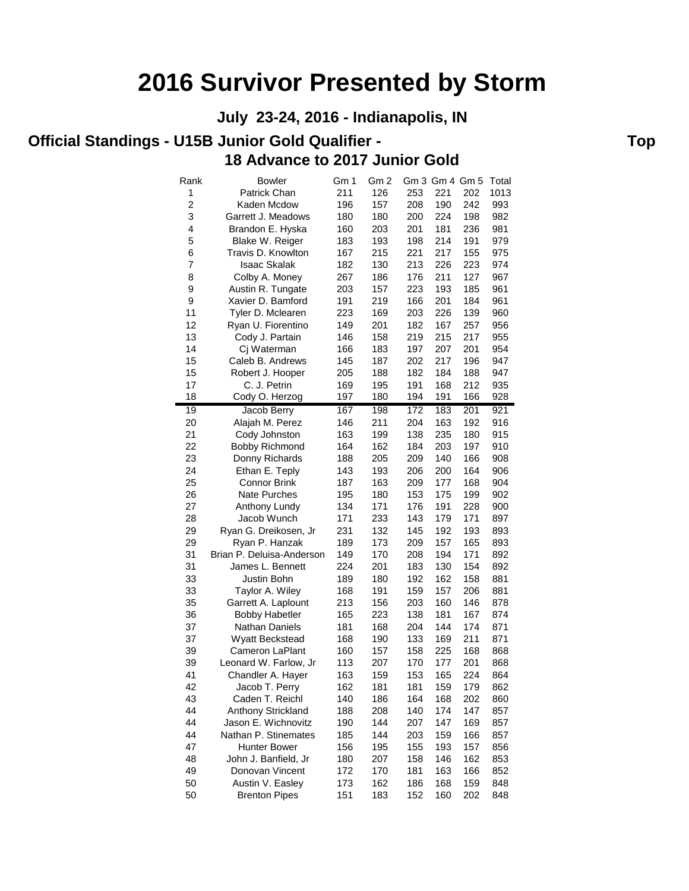# 2016 Survivor Presented by Storm

## July 23-24, 2016 - Indianapolis, IN

### Official Standings - U15B Junior Gold Qualifier - Top 18 Advance to 2017 Junior Gold

| Rank | Bowler | Gm 1 | Gm 2 | Gm 3 | Gm 4 | Gm 5 | Total |
|---|---|---|---|---|---|---|---|
| 1 | Patrick Chan | 211 | 126 | 253 | 221 | 202 | 1013 |
| 2 | Kaden Mcdow | 196 | 157 | 208 | 190 | 242 | 993 |
| 3 | Garrett J. Meadows | 180 | 180 | 200 | 224 | 198 | 982 |
| 4 | Brandon E. Hyska | 160 | 203 | 201 | 181 | 236 | 981 |
| 5 | Blake W. Reiger | 183 | 193 | 198 | 214 | 191 | 979 |
| 6 | Travis D. Knowlton | 167 | 215 | 221 | 217 | 155 | 975 |
| 7 | Isaac Skalak | 182 | 130 | 213 | 226 | 223 | 974 |
| 8 | Colby A. Money | 267 | 186 | 176 | 211 | 127 | 967 |
| 9 | Austin R. Tungate | 203 | 157 | 223 | 193 | 185 | 961 |
| 9 | Xavier D. Bamford | 191 | 219 | 166 | 201 | 184 | 961 |
| 11 | Tyler D. Mclearen | 223 | 169 | 203 | 226 | 139 | 960 |
| 12 | Ryan U. Fiorentino | 149 | 201 | 182 | 167 | 257 | 956 |
| 13 | Cody J. Partain | 146 | 158 | 219 | 215 | 217 | 955 |
| 14 | Cj Waterman | 166 | 183 | 197 | 207 | 201 | 954 |
| 15 | Caleb B. Andrews | 145 | 187 | 202 | 217 | 196 | 947 |
| 15 | Robert J. Hooper | 205 | 188 | 182 | 184 | 188 | 947 |
| 17 | C. J. Petrin | 169 | 195 | 191 | 168 | 212 | 935 |
| 18 | Cody O. Herzog | 197 | 180 | 194 | 191 | 166 | 928 |
| 19 | Jacob Berry | 167 | 198 | 172 | 183 | 201 | 921 |
| 20 | Alajah M. Perez | 146 | 211 | 204 | 163 | 192 | 916 |
| 21 | Cody Johnston | 163 | 199 | 138 | 235 | 180 | 915 |
| 22 | Bobby Richmond | 164 | 162 | 184 | 203 | 197 | 910 |
| 23 | Donny Richards | 188 | 205 | 209 | 140 | 166 | 908 |
| 24 | Ethan E. Teply | 143 | 193 | 206 | 200 | 164 | 906 |
| 25 | Connor Brink | 187 | 163 | 209 | 177 | 168 | 904 |
| 26 | Nate Purches | 195 | 180 | 153 | 175 | 199 | 902 |
| 27 | Anthony Lundy | 134 | 171 | 176 | 191 | 228 | 900 |
| 28 | Jacob Wunch | 171 | 233 | 143 | 179 | 171 | 897 |
| 29 | Ryan G. Dreikosen, Jr | 231 | 132 | 145 | 192 | 193 | 893 |
| 29 | Ryan P. Hanzak | 189 | 173 | 209 | 157 | 165 | 893 |
| 31 | Brian P. Deluisa-Anderson | 149 | 170 | 208 | 194 | 171 | 892 |
| 31 | James L. Bennett | 224 | 201 | 183 | 130 | 154 | 892 |
| 33 | Justin Bohn | 189 | 180 | 192 | 162 | 158 | 881 |
| 33 | Taylor A. Wiley | 168 | 191 | 159 | 157 | 206 | 881 |
| 35 | Garrett A. Laplount | 213 | 156 | 203 | 160 | 146 | 878 |
| 36 | Bobby Habetler | 165 | 223 | 138 | 181 | 167 | 874 |
| 37 | Nathan Daniels | 181 | 168 | 204 | 144 | 174 | 871 |
| 37 | Wyatt Beckstead | 168 | 190 | 133 | 169 | 211 | 871 |
| 39 | Cameron LaPlant | 160 | 157 | 158 | 225 | 168 | 868 |
| 39 | Leonard W. Farlow, Jr | 113 | 207 | 170 | 177 | 201 | 868 |
| 41 | Chandler A. Hayer | 163 | 159 | 153 | 165 | 224 | 864 |
| 42 | Jacob T. Perry | 162 | 181 | 181 | 159 | 179 | 862 |
| 43 | Caden T. Reichl | 140 | 186 | 164 | 168 | 202 | 860 |
| 44 | Anthony Strickland | 188 | 208 | 140 | 174 | 147 | 857 |
| 44 | Jason E. Wichnovitz | 190 | 144 | 207 | 147 | 169 | 857 |
| 44 | Nathan P. Stinemates | 185 | 144 | 203 | 159 | 166 | 857 |
| 47 | Hunter Bower | 156 | 195 | 155 | 193 | 157 | 856 |
| 48 | John J. Banfield, Jr | 180 | 207 | 158 | 146 | 162 | 853 |
| 49 | Donovan Vincent | 172 | 170 | 181 | 163 | 166 | 852 |
| 50 | Austin V. Easley | 173 | 162 | 186 | 168 | 159 | 848 |
| 50 | Brenton Pipes | 151 | 183 | 152 | 160 | 202 | 848 |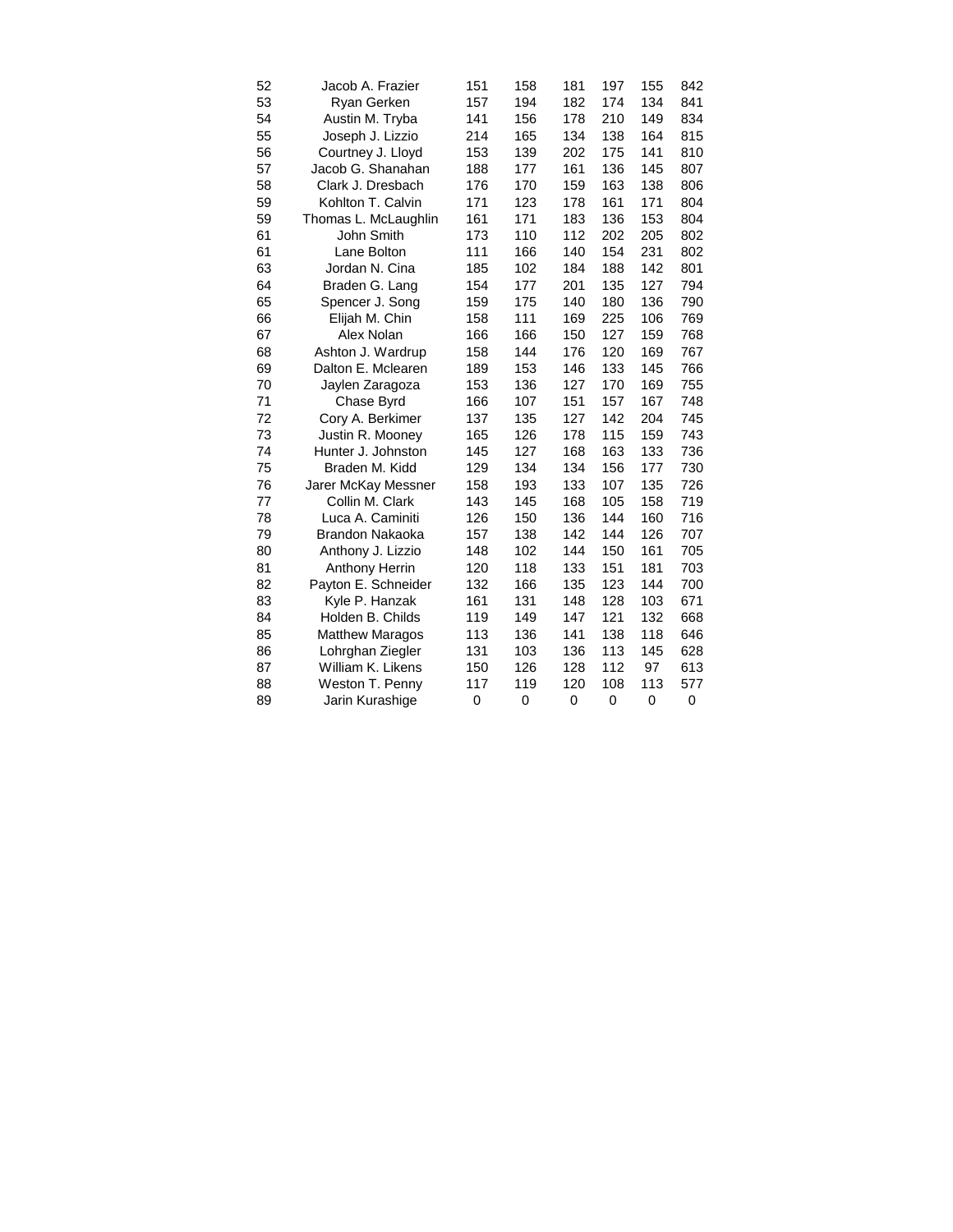| | | | | | | | |
|---|---|---|---|---|---|---|---|
| 52 | Jacob A. Frazier | 151 | 158 | 181 | 197 | 155 | 842 |
| 53 | Ryan Gerken | 157 | 194 | 182 | 174 | 134 | 841 |
| 54 | Austin M. Tryba | 141 | 156 | 178 | 210 | 149 | 834 |
| 55 | Joseph J. Lizzio | 214 | 165 | 134 | 138 | 164 | 815 |
| 56 | Courtney J. Lloyd | 153 | 139 | 202 | 175 | 141 | 810 |
| 57 | Jacob G. Shanahan | 188 | 177 | 161 | 136 | 145 | 807 |
| 58 | Clark J. Dresbach | 176 | 170 | 159 | 163 | 138 | 806 |
| 59 | Kohlton T. Calvin | 171 | 123 | 178 | 161 | 171 | 804 |
| 59 | Thomas L. McLaughlin | 161 | 171 | 183 | 136 | 153 | 804 |
| 61 | John Smith | 173 | 110 | 112 | 202 | 205 | 802 |
| 61 | Lane Bolton | 111 | 166 | 140 | 154 | 231 | 802 |
| 63 | Jordan N. Cina | 185 | 102 | 184 | 188 | 142 | 801 |
| 64 | Braden G. Lang | 154 | 177 | 201 | 135 | 127 | 794 |
| 65 | Spencer J. Song | 159 | 175 | 140 | 180 | 136 | 790 |
| 66 | Elijah M. Chin | 158 | 111 | 169 | 225 | 106 | 769 |
| 67 | Alex Nolan | 166 | 166 | 150 | 127 | 159 | 768 |
| 68 | Ashton J. Wardrup | 158 | 144 | 176 | 120 | 169 | 767 |
| 69 | Dalton E. Mclearen | 189 | 153 | 146 | 133 | 145 | 766 |
| 70 | Jaylen Zaragoza | 153 | 136 | 127 | 170 | 169 | 755 |
| 71 | Chase Byrd | 166 | 107 | 151 | 157 | 167 | 748 |
| 72 | Cory A. Berkimer | 137 | 135 | 127 | 142 | 204 | 745 |
| 73 | Justin R. Mooney | 165 | 126 | 178 | 115 | 159 | 743 |
| 74 | Hunter J. Johnston | 145 | 127 | 168 | 163 | 133 | 736 |
| 75 | Braden M. Kidd | 129 | 134 | 134 | 156 | 177 | 730 |
| 76 | Jarer McKay Messner | 158 | 193 | 133 | 107 | 135 | 726 |
| 77 | Collin M. Clark | 143 | 145 | 168 | 105 | 158 | 719 |
| 78 | Luca A. Caminiti | 126 | 150 | 136 | 144 | 160 | 716 |
| 79 | Brandon Nakaoka | 157 | 138 | 142 | 144 | 126 | 707 |
| 80 | Anthony J. Lizzio | 148 | 102 | 144 | 150 | 161 | 705 |
| 81 | Anthony Herrin | 120 | 118 | 133 | 151 | 181 | 703 |
| 82 | Payton E. Schneider | 132 | 166 | 135 | 123 | 144 | 700 |
| 83 | Kyle P. Hanzak | 161 | 131 | 148 | 128 | 103 | 671 |
| 84 | Holden B. Childs | 119 | 149 | 147 | 121 | 132 | 668 |
| 85 | Matthew Maragos | 113 | 136 | 141 | 138 | 118 | 646 |
| 86 | Lohrghan Ziegler | 131 | 103 | 136 | 113 | 145 | 628 |
| 87 | William K. Likens | 150 | 126 | 128 | 112 | 97 | 613 |
| 88 | Weston T. Penny | 117 | 119 | 120 | 108 | 113 | 577 |
| 89 | Jarin Kurashige | 0 | 0 | 0 | 0 | 0 | 0 |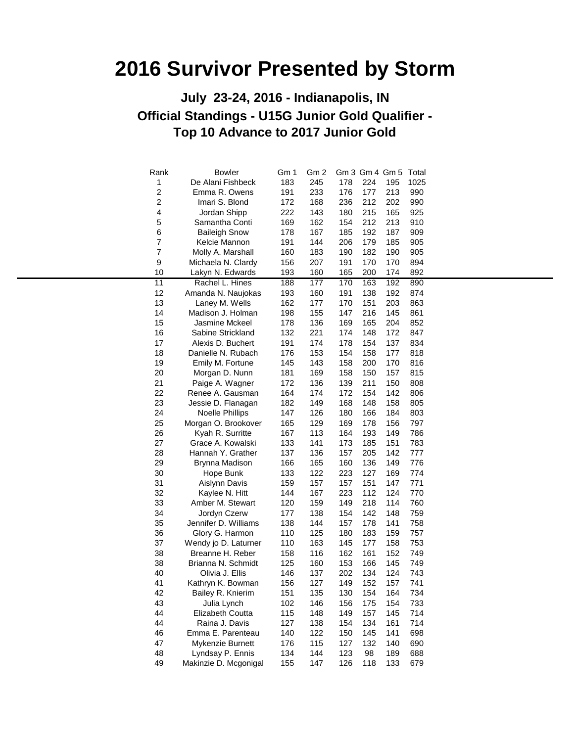# 2016 Survivor Presented by Storm

## July 23-24, 2016 - Indianapolis, IN

## Official Standings - U15G Junior Gold Qualifier - Top 10 Advance to 2017 Junior Gold

| Rank | Bowler | Gm 1 | Gm 2 | Gm 3 | Gm 4 | Gm 5 | Total |
|---|---|---|---|---|---|---|---|
| 1 | De Alani Fishbeck | 183 | 245 | 178 | 224 | 195 | 1025 |
| 2 | Emma R. Owens | 191 | 233 | 176 | 177 | 213 | 990 |
| 2 | Imari S. Blond | 172 | 168 | 236 | 212 | 202 | 990 |
| 4 | Jordan Shipp | 222 | 143 | 180 | 215 | 165 | 925 |
| 5 | Samantha Conti | 169 | 162 | 154 | 212 | 213 | 910 |
| 6 | Baileigh Snow | 178 | 167 | 185 | 192 | 187 | 909 |
| 7 | Kelcie Mannon | 191 | 144 | 206 | 179 | 185 | 905 |
| 7 | Molly A. Marshall | 160 | 183 | 190 | 182 | 190 | 905 |
| 9 | Michaela N. Clardy | 156 | 207 | 191 | 170 | 170 | 894 |
| 10 | Lakyn N. Edwards | 193 | 160 | 165 | 200 | 174 | 892 |
| 11 | Rachel L. Hines | 188 | 177 | 170 | 163 | 192 | 890 |
| 12 | Amanda N. Naujokas | 193 | 160 | 191 | 138 | 192 | 874 |
| 13 | Laney M. Wells | 162 | 177 | 170 | 151 | 203 | 863 |
| 14 | Madison J. Holman | 198 | 155 | 147 | 216 | 145 | 861 |
| 15 | Jasmine Mckeel | 178 | 136 | 169 | 165 | 204 | 852 |
| 16 | Sabine Strickland | 132 | 221 | 174 | 148 | 172 | 847 |
| 17 | Alexis D. Buchert | 191 | 174 | 178 | 154 | 137 | 834 |
| 18 | Danielle N. Rubach | 176 | 153 | 154 | 158 | 177 | 818 |
| 19 | Emily M. Fortune | 145 | 143 | 158 | 200 | 170 | 816 |
| 20 | Morgan D. Nunn | 181 | 169 | 158 | 150 | 157 | 815 |
| 21 | Paige A. Wagner | 172 | 136 | 139 | 211 | 150 | 808 |
| 22 | Renee A. Gausman | 164 | 174 | 172 | 154 | 142 | 806 |
| 23 | Jessie D. Flanagan | 182 | 149 | 168 | 148 | 158 | 805 |
| 24 | Noelle Phillips | 147 | 126 | 180 | 166 | 184 | 803 |
| 25 | Morgan O. Brookover | 165 | 129 | 169 | 178 | 156 | 797 |
| 26 | Kyah R. Surritte | 167 | 113 | 164 | 193 | 149 | 786 |
| 27 | Grace A. Kowalski | 133 | 141 | 173 | 185 | 151 | 783 |
| 28 | Hannah Y. Grather | 137 | 136 | 157 | 205 | 142 | 777 |
| 29 | Brynna Madison | 166 | 165 | 160 | 136 | 149 | 776 |
| 30 | Hope Bunk | 133 | 122 | 223 | 127 | 169 | 774 |
| 31 | Aislynn Davis | 159 | 157 | 157 | 151 | 147 | 771 |
| 32 | Kaylee N. Hitt | 144 | 167 | 223 | 112 | 124 | 770 |
| 33 | Amber M. Stewart | 120 | 159 | 149 | 218 | 114 | 760 |
| 34 | Jordyn Czerw | 177 | 138 | 154 | 142 | 148 | 759 |
| 35 | Jennifer D. Williams | 138 | 144 | 157 | 178 | 141 | 758 |
| 36 | Glory G. Harmon | 110 | 125 | 180 | 183 | 159 | 757 |
| 37 | Wendy jo D. Laturner | 110 | 163 | 145 | 177 | 158 | 753 |
| 38 | Breanne H. Reber | 158 | 116 | 162 | 161 | 152 | 749 |
| 38 | Brianna N. Schmidt | 125 | 160 | 153 | 166 | 145 | 749 |
| 40 | Olivia J. Ellis | 146 | 137 | 202 | 134 | 124 | 743 |
| 41 | Kathryn K. Bowman | 156 | 127 | 149 | 152 | 157 | 741 |
| 42 | Bailey R. Knierim | 151 | 135 | 130 | 154 | 164 | 734 |
| 43 | Julia Lynch | 102 | 146 | 156 | 175 | 154 | 733 |
| 44 | Elizabeth Coutta | 115 | 148 | 149 | 157 | 145 | 714 |
| 44 | Raina J. Davis | 127 | 138 | 154 | 134 | 161 | 714 |
| 46 | Emma E. Parenteau | 140 | 122 | 150 | 145 | 141 | 698 |
| 47 | Mykenzie Burnett | 176 | 115 | 127 | 132 | 140 | 690 |
| 48 | Lyndsay P. Ennis | 134 | 144 | 123 | 98 | 189 | 688 |
| 49 | Makinzie D. Mcgonigal | 155 | 147 | 126 | 118 | 133 | 679 |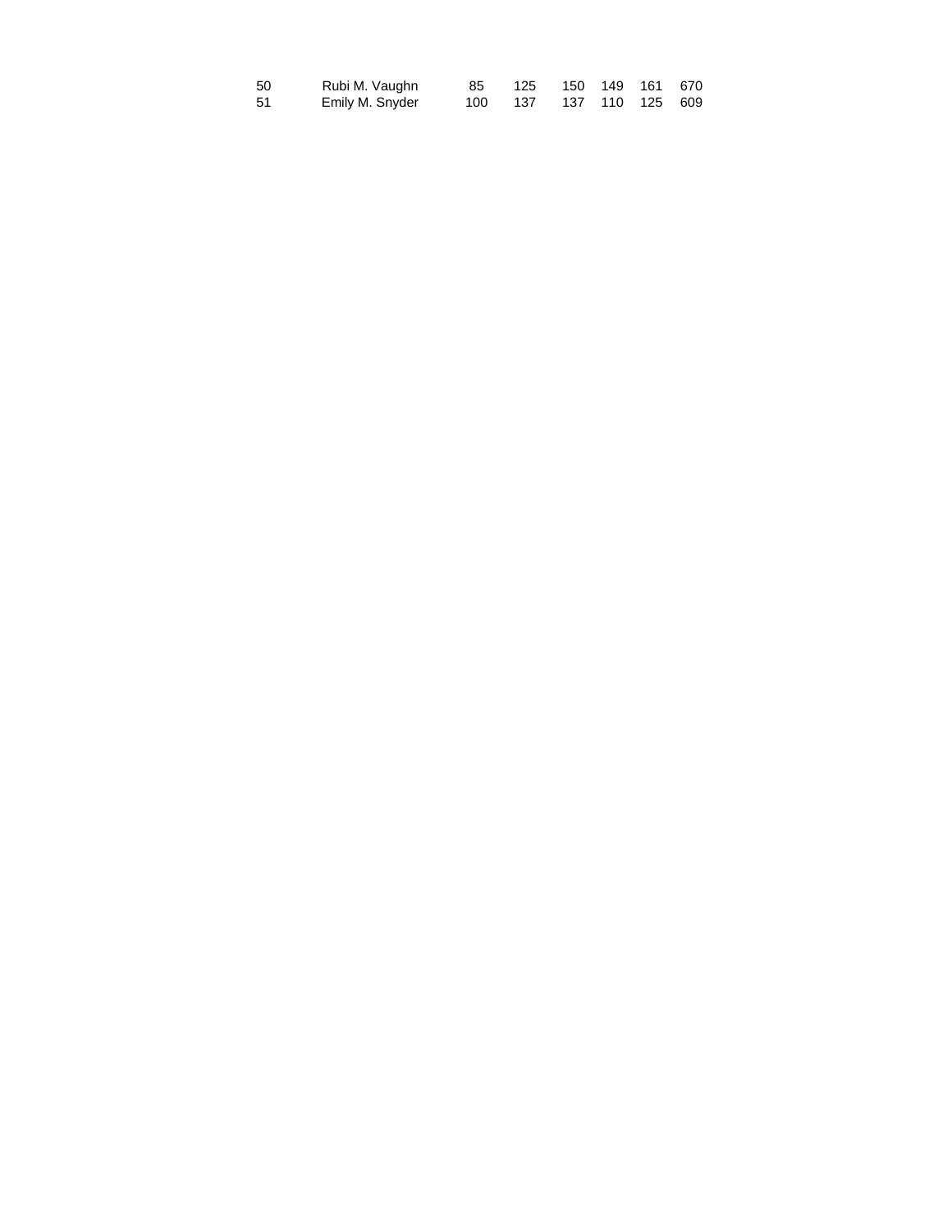| | | | | | | | |
|---|---|---|---|---|---|---|---|
| 50 | Rubi M. Vaughn | 85 | 125 | 150 | 149 | 161 | 670 |
| 51 | Emily M. Snyder | 100 | 137 | 137 | 110 | 125 | 609 |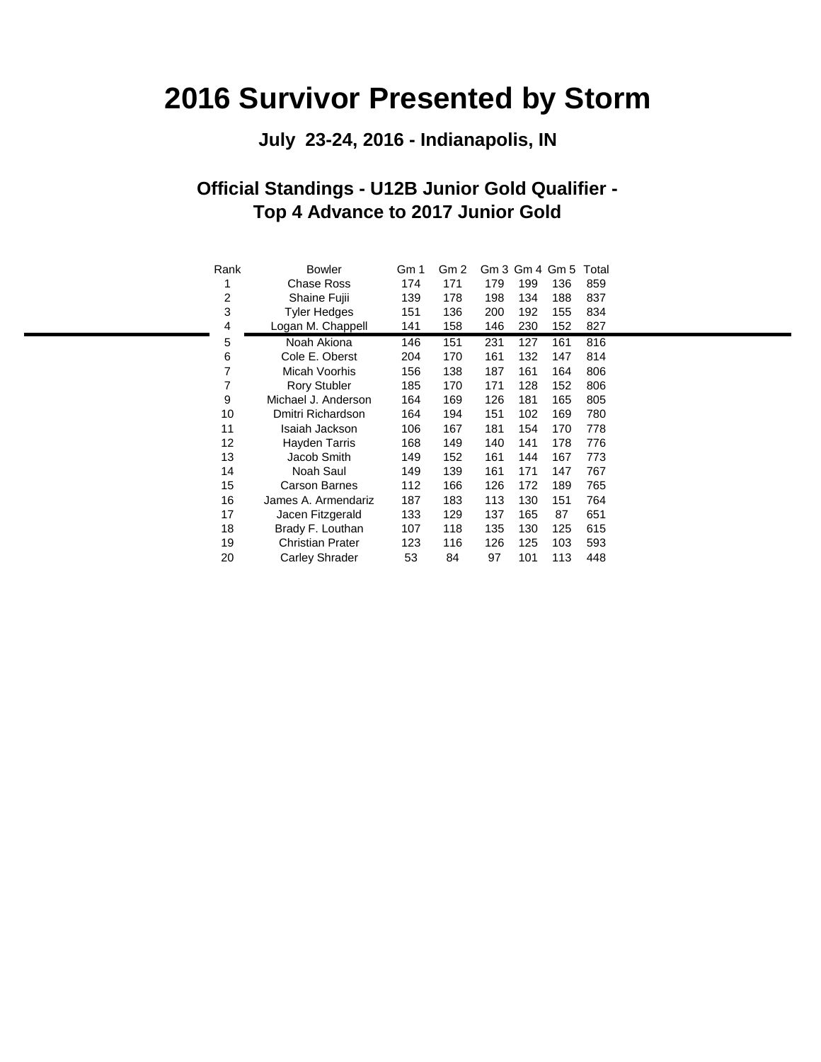# 2016 Survivor Presented by Storm

### July 23-24, 2016 - Indianapolis, IN

### Official Standings - U12B Junior Gold Qualifier - Top 4 Advance to 2017 Junior Gold

| Rank | Bowler | Gm 1 | Gm 2 | Gm 3 | Gm 4 | Gm 5 | Total |
|---|---|---|---|---|---|---|---|
| 1 | Chase Ross | 174 | 171 | 179 | 199 | 136 | 859 |
| 2 | Shaine Fujii | 139 | 178 | 198 | 134 | 188 | 837 |
| 3 | Tyler Hedges | 151 | 136 | 200 | 192 | 155 | 834 |
| 4 | Logan M. Chappell | 141 | 158 | 146 | 230 | 152 | 827 |
| 5 | Noah Akiona | 146 | 151 | 231 | 127 | 161 | 816 |
| 6 | Cole E. Oberst | 204 | 170 | 161 | 132 | 147 | 814 |
| 7 | Micah Voorhis | 156 | 138 | 187 | 161 | 164 | 806 |
| 7 | Rory Stubler | 185 | 170 | 171 | 128 | 152 | 806 |
| 9 | Michael J. Anderson | 164 | 169 | 126 | 181 | 165 | 805 |
| 10 | Dmitri Richardson | 164 | 194 | 151 | 102 | 169 | 780 |
| 11 | Isaiah Jackson | 106 | 167 | 181 | 154 | 170 | 778 |
| 12 | Hayden Tarris | 168 | 149 | 140 | 141 | 178 | 776 |
| 13 | Jacob Smith | 149 | 152 | 161 | 144 | 167 | 773 |
| 14 | Noah Saul | 149 | 139 | 161 | 171 | 147 | 767 |
| 15 | Carson Barnes | 112 | 166 | 126 | 172 | 189 | 765 |
| 16 | James A. Armendariz | 187 | 183 | 113 | 130 | 151 | 764 |
| 17 | Jacen Fitzgerald | 133 | 129 | 137 | 165 | 87 | 651 |
| 18 | Brady F. Louthan | 107 | 118 | 135 | 130 | 125 | 615 |
| 19 | Christian Prater | 123 | 116 | 126 | 125 | 103 | 593 |
| 20 | Carley Shrader | 53 | 84 | 97 | 101 | 113 | 448 |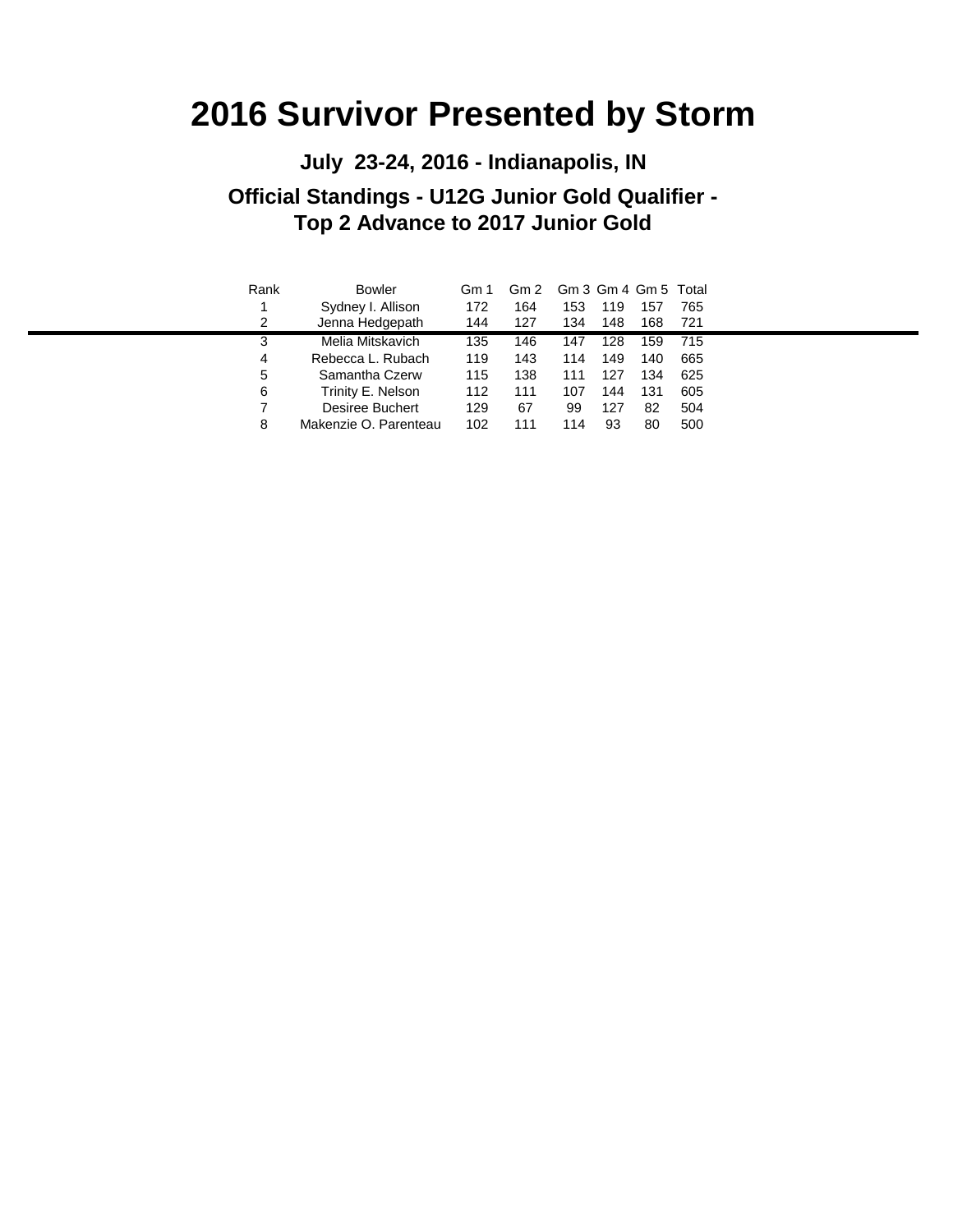# 2016 Survivor Presented by Storm

### July 23-24, 2016 - Indianapolis, IN

### Official Standings - U12G Junior Gold Qualifier - Top 2 Advance to 2017 Junior Gold

| Rank | Bowler | Gm 1 | Gm 2 | Gm 3 | Gm 4 | Gm 5 | Total |
|---|---|---|---|---|---|---|---|
| 1 | Sydney I. Allison | 172 | 164 | 153 | 119 | 157 | 765 |
| 2 | Jenna Hedgepath | 144 | 127 | 134 | 148 | 168 | 721 |
| 3 | Melia Mitskavich | 135 | 146 | 147 | 128 | 159 | 715 |
| 4 | Rebecca L. Rubach | 119 | 143 | 114 | 149 | 140 | 665 |
| 5 | Samantha Czerw | 115 | 138 | 111 | 127 | 134 | 625 |
| 6 | Trinity E. Nelson | 112 | 111 | 107 | 144 | 131 | 605 |
| 7 | Desiree Buchert | 129 | 67 | 99 | 127 | 82 | 504 |
| 8 | Makenzie O. Parenteau | 102 | 111 | 114 | 93 | 80 | 500 |